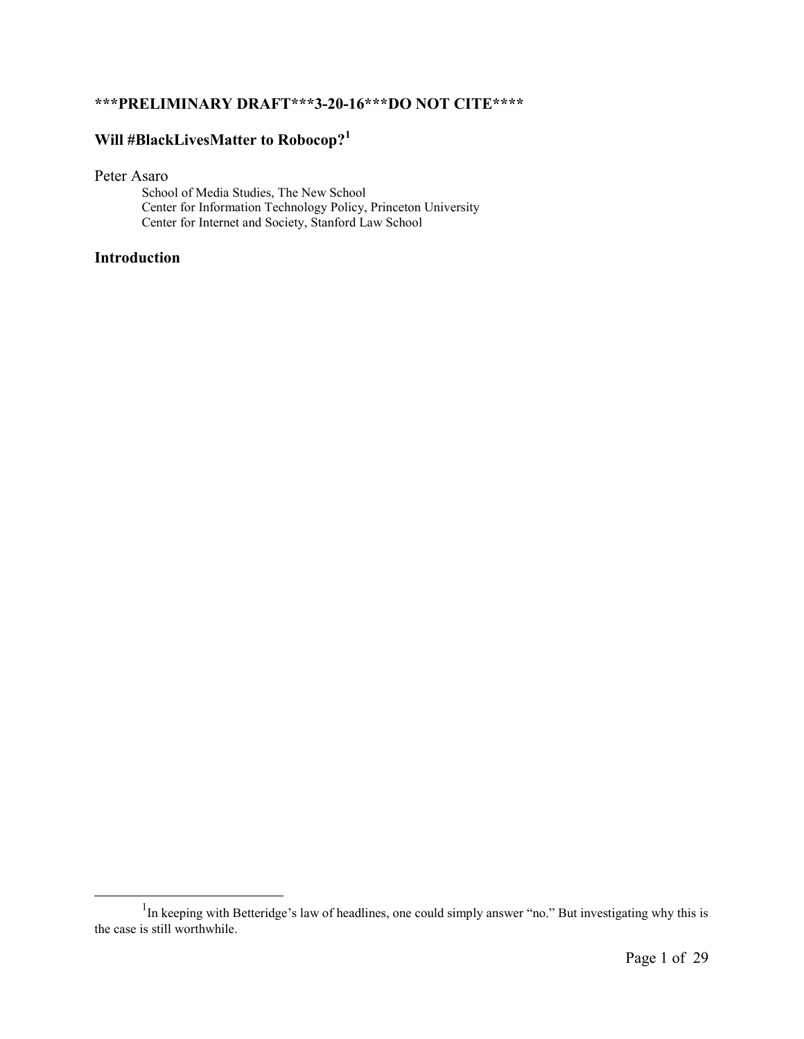**\*\*\*PRELIMINARY DRAFT\*\*\*3-20-16\*\*\*DO NOT CITE\*\*\*\***

# Will #BlackLivesMatter to Robocop?[1]

Peter Asaro

School of Media Studies, The New School
Center for Information Technology Policy, Princeton University
Center for Internet and Society, Stanford Law School

## Introduction

---

[1] In keeping with Betteridge's law of headlines, one could simply answer "no." But investigating why this is the case is still worthwhile.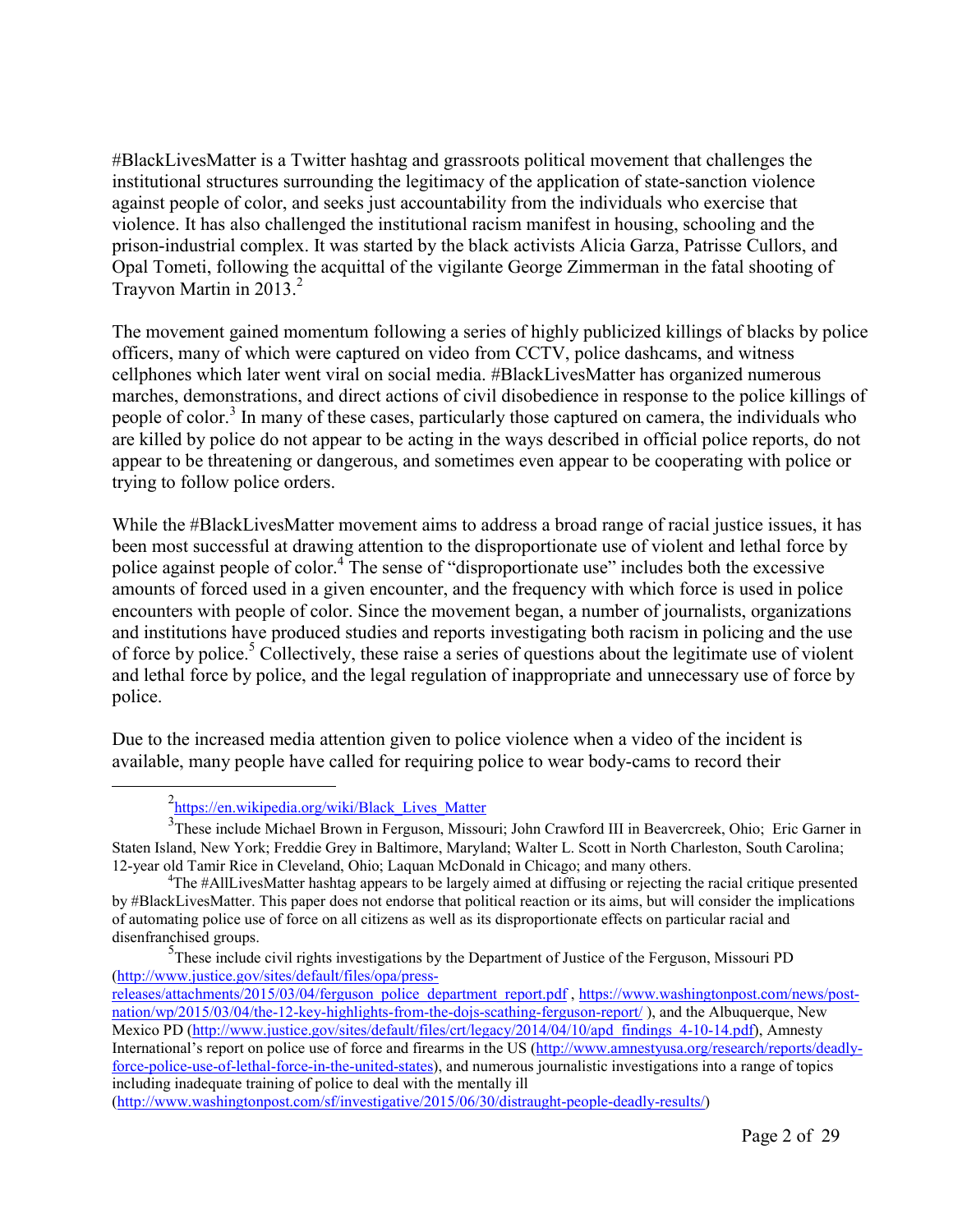#BlackLivesMatter is a Twitter hashtag and grassroots political movement that challenges the institutional structures surrounding the legitimacy of the application of state-sanction violence against people of color, and seeks just accountability from the individuals who exercise that violence. It has also challenged the institutional racism manifest in housing, schooling and the prison-industrial complex. It was started by the black activists Alicia Garza, Patrisse Cullors, and Opal Tometi, following the acquittal of the vigilante George Zimmerman in the fatal shooting of Trayvon Martin in 2013.[2]

The movement gained momentum following a series of highly publicized killings of blacks by police officers, many of which were captured on video from CCTV, police dashcams, and witness cellphones which later went viral on social media. #BlackLivesMatter has organized numerous marches, demonstrations, and direct actions of civil disobedience in response to the police killings of people of color.[3] In many of these cases, particularly those captured on camera, the individuals who are killed by police do not appear to be acting in the ways described in official police reports, do not appear to be threatening or dangerous, and sometimes even appear to be cooperating with police or trying to follow police orders.

While the #BlackLivesMatter movement aims to address a broad range of racial justice issues, it has been most successful at drawing attention to the disproportionate use of violent and lethal force by police against people of color.[4] The sense of "disproportionate use" includes both the excessive amounts of forced used in a given encounter, and the frequency with which force is used in police encounters with people of color. Since the movement began, a number of journalists, organizations and institutions have produced studies and reports investigating both racism in policing and the use of force by police.[5] Collectively, these raise a series of questions about the legitimate use of violent and lethal force by police, and the legal regulation of inappropriate and unnecessary use of force by police.

Due to the increased media attention given to police violence when a video of the incident is available, many people have called for requiring police to wear body-cams to record their

---

[2] https://en.wikipedia.org/wiki/Black_Lives_Matter

[3] These include Michael Brown in Ferguson, Missouri; John Crawford III in Beavercreek, Ohio; Eric Garner in Staten Island, New York; Freddie Grey in Baltimore, Maryland; Walter L. Scott in North Charleston, South Carolina; 12-year old Tamir Rice in Cleveland, Ohio; Laquan McDonald in Chicago; and many others.

[4] The #AllLivesMatter hashtag appears to be largely aimed at diffusing or rejecting the racial critique presented by #BlackLivesMatter. This paper does not endorse that political reaction or its aims, but will consider the implications of automating police use of force on all citizens as well as its disproportionate effects on particular racial and disenfranchised groups.

[5] These include civil rights investigations by the Department of Justice of the Ferguson, Missouri PD (http://www.justice.gov/sites/default/files/opa/press-releases/attachments/2015/03/04/ferguson_police_department_report.pdf , https://www.washingtonpost.com/news/post-nation/wp/2015/03/04/the-12-key-highlights-from-the-dojs-scathing-ferguson-report/ ), and the Albuquerque, New Mexico PD (http://www.justice.gov/sites/default/files/crt/legacy/2014/04/10/apd_findings_4-10-14.pdf), Amnesty International's report on police use of force and firearms in the US (http://www.amnestyusa.org/research/reports/deadly-force-police-use-of-lethal-force-in-the-united-states), and numerous journalistic investigations into a range of topics including inadequate training of police to deal with the mentally ill (http://www.washingtonpost.com/sf/investigative/2015/06/30/distraught-people-deadly-results/)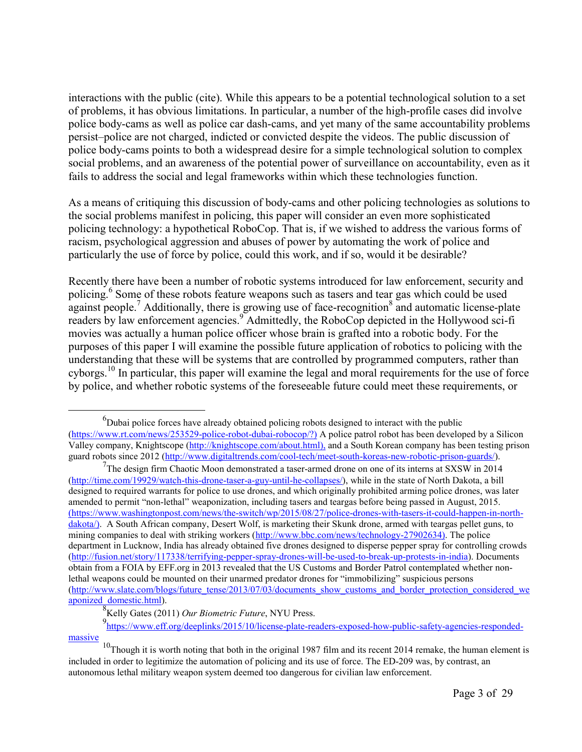interactions with the public (cite). While this appears to be a potential technological solution to a set of problems, it has obvious limitations. In particular, a number of the high-profile cases did involve police body-cams as well as police car dash-cams, and yet many of the same accountability problems persist–police are not charged, indicted or convicted despite the videos. The public discussion of police body-cams points to both a widespread desire for a simple technological solution to complex social problems, and an awareness of the potential power of surveillance on accountability, even as it fails to address the social and legal frameworks within which these technologies function.

As a means of critiquing this discussion of body-cams and other policing technologies as solutions to the social problems manifest in policing, this paper will consider an even more sophisticated policing technology: a hypothetical RoboCop. That is, if we wished to address the various forms of racism, psychological aggression and abuses of power by automating the work of police and particularly the use of force by police, could this work, and if so, would it be desirable?

Recently there have been a number of robotic systems introduced for law enforcement, security and policing.[6] Some of these robots feature weapons such as tasers and tear gas which could be used against people.[7] Additionally, there is growing use of face-recognition[8] and automatic license-plate readers by law enforcement agencies.[9] Admittedly, the RoboCop depicted in the Hollywood sci-fi movies was actually a human police officer whose brain is grafted into a robotic body. For the purposes of this paper I will examine the possible future application of robotics to policing with the understanding that these will be systems that are controlled by programmed computers, rather than cyborgs.[10] In particular, this paper will examine the legal and moral requirements for the use of force by police, and whether robotic systems of the foreseeable future could meet these requirements, or

---

[6] Dubai police forces have already obtained policing robots designed to interact with the public (https://www.rt.com/news/253529-police-robot-dubai-robocop/?) A police patrol robot has been developed by a Silicon Valley company, Knightscope (http://knightscope.com/about.html), and a South Korean company has been testing prison guard robots since 2012 (http://www.digitaltrends.com/cool-tech/meet-south-koreas-new-robotic-prison-guards/).

[7] The design firm Chaotic Moon demonstrated a taser-armed drone on one of its interns at SXSW in 2014 (http://time.com/19929/watch-this-drone-taser-a-guy-until-he-collapses/), while in the state of North Dakota, a bill designed to required warrants for police to use drones, and which originally prohibited arming police drones, was later amended to permit "non-lethal" weaponization, including tasers and teargas before being passed in August, 2015. (https://www.washingtonpost.com/news/the-switch/wp/2015/08/27/police-drones-with-tasers-it-could-happen-in-north-dakota/). A South African company, Desert Wolf, is marketing their Skunk drone, armed with teargas pellet guns, to mining companies to deal with striking workers (http://www.bbc.com/news/technology-27902634). The police department in Lucknow, India has already obtained five drones designed to disperse pepper spray for controlling crowds (http://fusion.net/story/117338/terrifying-pepper-spray-drones-will-be-used-to-break-up-protests-in-india). Documents obtain from a FOIA by EFF.org in 2013 revealed that the US Customs and Border Patrol contemplated whether non-lethal weapons could be mounted on their unarmed predator drones for "immobilizing" suspicious persons (http://www.slate.com/blogs/future_tense/2013/07/03/documents_show_customs_and_border_protection_considered_weaponized_domestic.html).

[8] Kelly Gates (2011) *Our Biometric Future*, NYU Press.

[9] https://www.eff.org/deeplinks/2015/10/license-plate-readers-exposed-how-public-safety-agencies-responded-massive

[10] Though it is worth noting that both in the original 1987 film and its recent 2014 remake, the human element is included in order to legitimize the automation of policing and its use of force. The ED-209 was, by contrast, an autonomous lethal military weapon system deemed too dangerous for civilian law enforcement.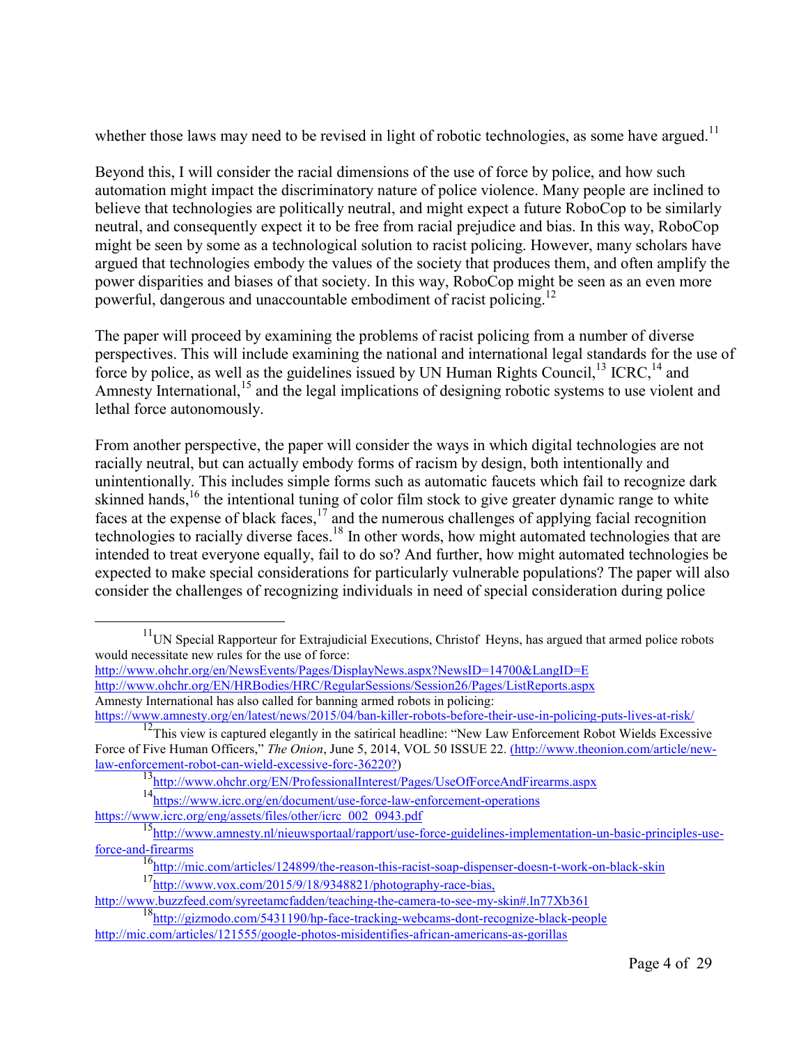whether those laws may need to be revised in light of robotic technologies, as some have argued.[11]

Beyond this, I will consider the racial dimensions of the use of force by police, and how such automation might impact the discriminatory nature of police violence. Many people are inclined to believe that technologies are politically neutral, and might expect a future RoboCop to be similarly neutral, and consequently expect it to be free from racial prejudice and bias. In this way, RoboCop might be seen by some as a technological solution to racist policing. However, many scholars have argued that technologies embody the values of the society that produces them, and often amplify the power disparities and biases of that society. In this way, RoboCop might be seen as an even more powerful, dangerous and unaccountable embodiment of racist policing.[12]

The paper will proceed by examining the problems of racist policing from a number of diverse perspectives. This will include examining the national and international legal standards for the use of force by police, as well as the guidelines issued by UN Human Rights Council,[13] ICRC,[14] and Amnesty International,[15] and the legal implications of designing robotic systems to use violent and lethal force autonomously.

From another perspective, the paper will consider the ways in which digital technologies are not racially neutral, but can actually embody forms of racism by design, both intentionally and unintentionally. This includes simple forms such as automatic faucets which fail to recognize dark skinned hands,[16] the intentional tuning of color film stock to give greater dynamic range to white faces at the expense of black faces,[17] and the numerous challenges of applying facial recognition technologies to racially diverse faces.[18] In other words, how might automated technologies that are intended to treat everyone equally, fail to do so? And further, how might automated technologies be expected to make special considerations for particularly vulnerable populations? The paper will also consider the challenges of recognizing individuals in need of special consideration during police

---

[11] UN Special Rapporteur for Extrajudicial Executions, Christof Heyns, has argued that armed police robots would necessitate new rules for the use of force:
http://www.ohchr.org/en/NewsEvents/Pages/DisplayNews.aspx?NewsID=14700&LangID=E
http://www.ohchr.org/EN/HRBodies/HRC/RegularSessions/Session26/Pages/ListReports.aspx
Amnesty International has also called for banning armed robots in policing:
https://www.amnesty.org/en/latest/news/2015/04/ban-killer-robots-before-their-use-in-policing-puts-lives-at-risk/

[12] This view is captured elegantly in the satirical headline: "New Law Enforcement Robot Wields Excessive Force of Five Human Officers," *The Onion*, June 5, 2014, VOL 50 ISSUE 22. (http://www.theonion.com/article/new-law-enforcement-robot-can-wield-excessive-forc-36220?)

[13] http://www.ohchr.org/EN/ProfessionalInterest/Pages/UseOfForceAndFirearms.aspx

[14] https://www.icrc.org/en/document/use-force-law-enforcement-operations
https://www.icrc.org/eng/assets/files/other/icrc_002_0943.pdf

[15] http://www.amnesty.nl/nieuwsportaal/rapport/use-force-guidelines-implementation-un-basic-principles-use-force-and-firearms

[16] http://mic.com/articles/124899/the-reason-this-racist-soap-dispenser-doesn-t-work-on-black-skin

[17] http://www.vox.com/2015/9/18/9348821/photography-race-bias,
http://www.buzzfeed.com/syreetamcfadden/teaching-the-camera-to-see-my-skin#.ln77Xb361

[18] http://gizmodo.com/5431190/hp-face-tracking-webcams-dont-recognize-black-people
http://mic.com/articles/121555/google-photos-misidentifies-african-americans-as-gorillas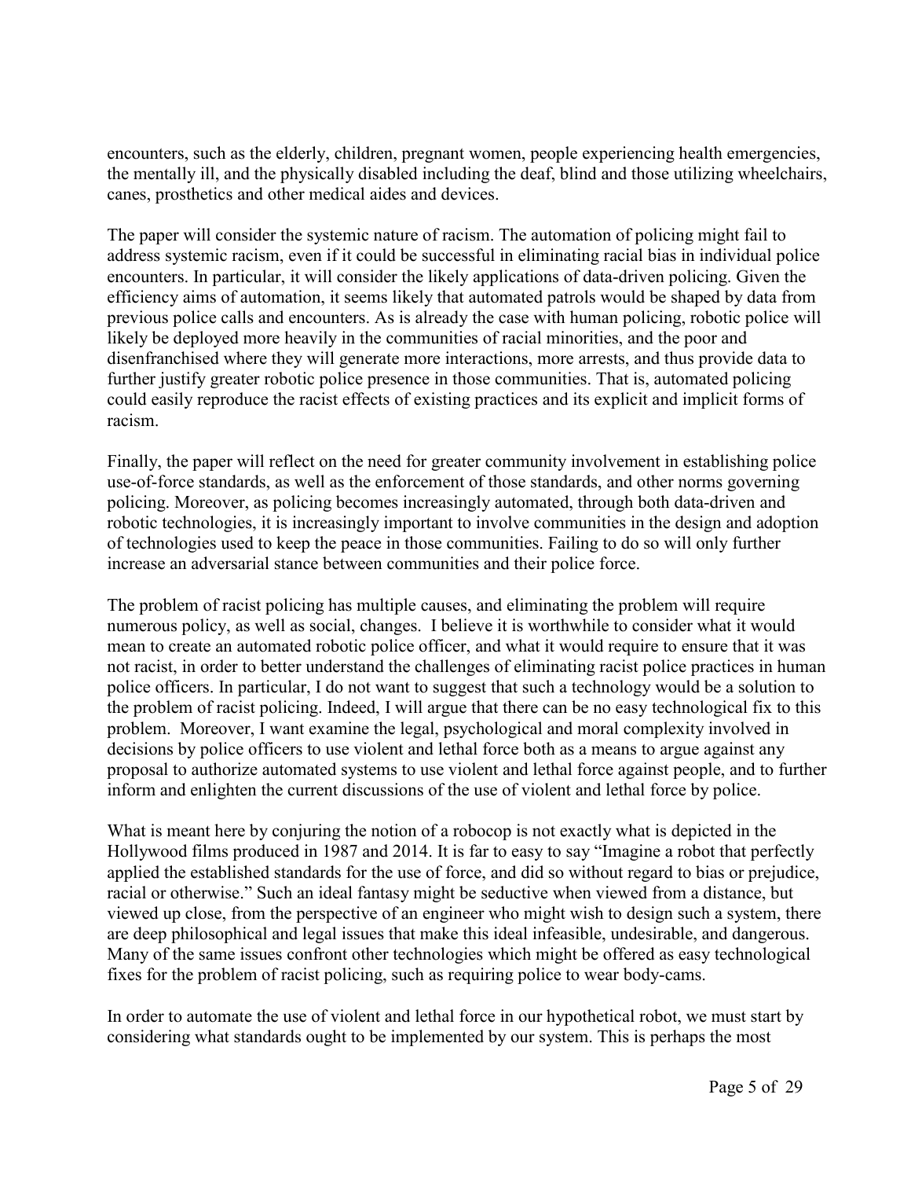encounters, such as the elderly, children, pregnant women, people experiencing health emergencies, the mentally ill, and the physically disabled including the deaf, blind and those utilizing wheelchairs, canes, prosthetics and other medical aides and devices.

The paper will consider the systemic nature of racism. The automation of policing might fail to address systemic racism, even if it could be successful in eliminating racial bias in individual police encounters. In particular, it will consider the likely applications of data-driven policing. Given the efficiency aims of automation, it seems likely that automated patrols would be shaped by data from previous police calls and encounters. As is already the case with human policing, robotic police will likely be deployed more heavily in the communities of racial minorities, and the poor and disenfranchised where they will generate more interactions, more arrests, and thus provide data to further justify greater robotic police presence in those communities. That is, automated policing could easily reproduce the racist effects of existing practices and its explicit and implicit forms of racism.

Finally, the paper will reflect on the need for greater community involvement in establishing police use-of-force standards, as well as the enforcement of those standards, and other norms governing policing. Moreover, as policing becomes increasingly automated, through both data-driven and robotic technologies, it is increasingly important to involve communities in the design and adoption of technologies used to keep the peace in those communities. Failing to do so will only further increase an adversarial stance between communities and their police force.

The problem of racist policing has multiple causes, and eliminating the problem will require numerous policy, as well as social, changes. I believe it is worthwhile to consider what it would mean to create an automated robotic police officer, and what it would require to ensure that it was not racist, in order to better understand the challenges of eliminating racist police practices in human police officers. In particular, I do not want to suggest that such a technology would be a solution to the problem of racist policing. Indeed, I will argue that there can be no easy technological fix to this problem. Moreover, I want examine the legal, psychological and moral complexity involved in decisions by police officers to use violent and lethal force both as a means to argue against any proposal to authorize automated systems to use violent and lethal force against people, and to further inform and enlighten the current discussions of the use of violent and lethal force by police.

What is meant here by conjuring the notion of a robocop is not exactly what is depicted in the Hollywood films produced in 1987 and 2014. It is far to easy to say "Imagine a robot that perfectly applied the established standards for the use of force, and did so without regard to bias or prejudice, racial or otherwise." Such an ideal fantasy might be seductive when viewed from a distance, but viewed up close, from the perspective of an engineer who might wish to design such a system, there are deep philosophical and legal issues that make this ideal infeasible, undesirable, and dangerous. Many of the same issues confront other technologies which might be offered as easy technological fixes for the problem of racist policing, such as requiring police to wear body-cams.

In order to automate the use of violent and lethal force in our hypothetical robot, we must start by considering what standards ought to be implemented by our system. This is perhaps the most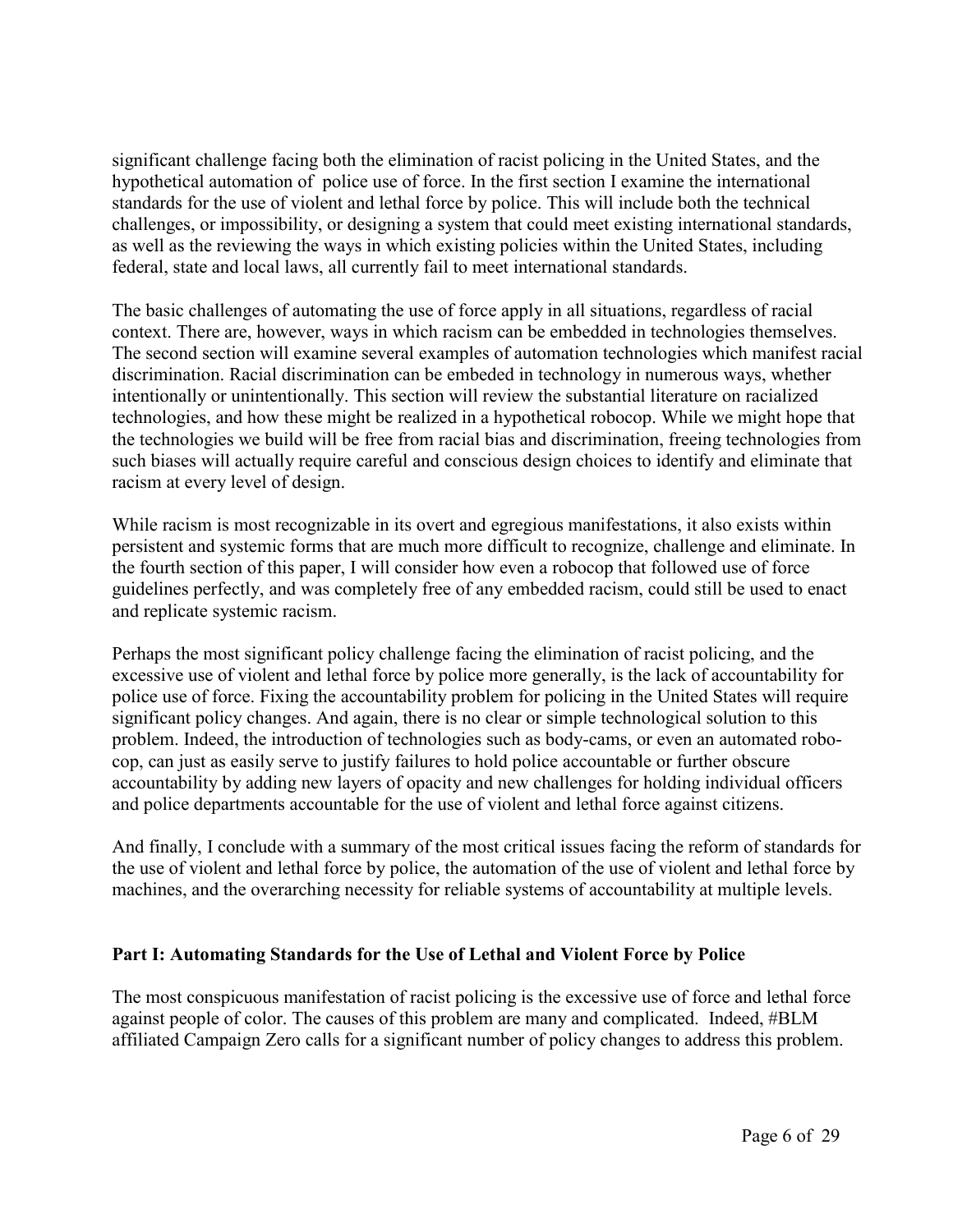significant challenge facing both the elimination of racist policing in the United States, and the hypothetical automation of police use of force. In the first section I examine the international standards for the use of violent and lethal force by police. This will include both the technical challenges, or impossibility, or designing a system that could meet existing international standards, as well as the reviewing the ways in which existing policies within the United States, including federal, state and local laws, all currently fail to meet international standards.

The basic challenges of automating the use of force apply in all situations, regardless of racial context. There are, however, ways in which racism can be embedded in technologies themselves. The second section will examine several examples of automation technologies which manifest racial discrimination. Racial discrimination can be embeded in technology in numerous ways, whether intentionally or unintentionally. This section will review the substantial literature on racialized technologies, and how these might be realized in a hypothetical robocop. While we might hope that the technologies we build will be free from racial bias and discrimination, freeing technologies from such biases will actually require careful and conscious design choices to identify and eliminate that racism at every level of design.

While racism is most recognizable in its overt and egregious manifestations, it also exists within persistent and systemic forms that are much more difficult to recognize, challenge and eliminate. In the fourth section of this paper, I will consider how even a robocop that followed use of force guidelines perfectly, and was completely free of any embedded racism, could still be used to enact and replicate systemic racism.

Perhaps the most significant policy challenge facing the elimination of racist policing, and the excessive use of violent and lethal force by police more generally, is the lack of accountability for police use of force. Fixing the accountability problem for policing in the United States will require significant policy changes. And again, there is no clear or simple technological solution to this problem. Indeed, the introduction of technologies such as body-cams, or even an automated robo-cop, can just as easily serve to justify failures to hold police accountable or further obscure accountability by adding new layers of opacity and new challenges for holding individual officers and police departments accountable for the use of violent and lethal force against citizens.

And finally, I conclude with a summary of the most critical issues facing the reform of standards for the use of violent and lethal force by police, the automation of the use of violent and lethal force by machines, and the overarching necessity for reliable systems of accountability at multiple levels.

## Part I: Automating Standards for the Use of Lethal and Violent Force by Police

The most conspicuous manifestation of racist policing is the excessive use of force and lethal force against people of color. The causes of this problem are many and complicated. Indeed, #BLM affiliated Campaign Zero calls for a significant number of policy changes to address this problem.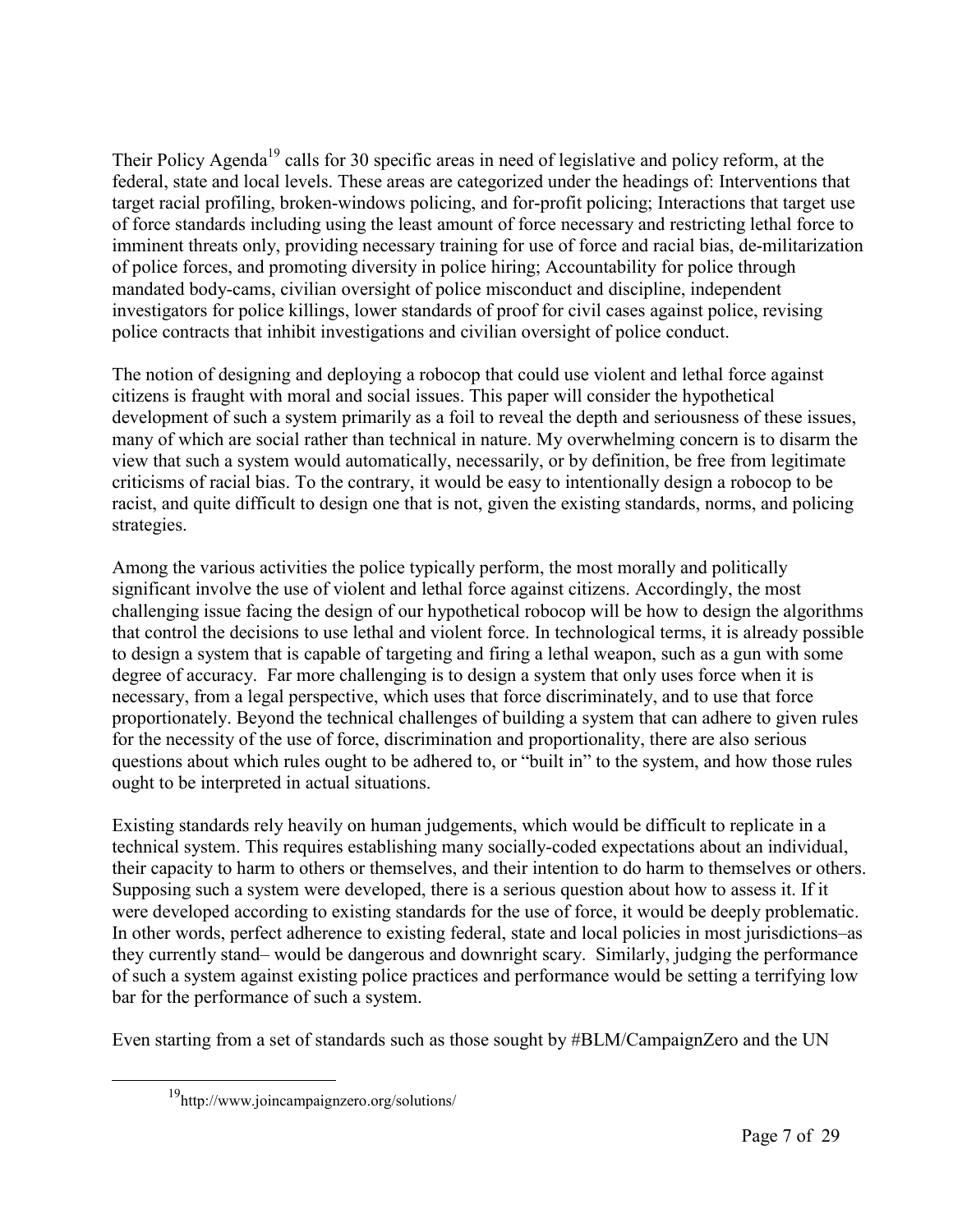Their Policy Agenda[19] calls for 30 specific areas in need of legislative and policy reform, at the federal, state and local levels. These areas are categorized under the headings of: Interventions that target racial profiling, broken-windows policing, and for-profit policing; Interactions that target use of force standards including using the least amount of force necessary and restricting lethal force to imminent threats only, providing necessary training for use of force and racial bias, de-militarization of police forces, and promoting diversity in police hiring; Accountability for police through mandated body-cams, civilian oversight of police misconduct and discipline, independent investigators for police killings, lower standards of proof for civil cases against police, revising police contracts that inhibit investigations and civilian oversight of police conduct.

The notion of designing and deploying a robocop that could use violent and lethal force against citizens is fraught with moral and social issues. This paper will consider the hypothetical development of such a system primarily as a foil to reveal the depth and seriousness of these issues, many of which are social rather than technical in nature. My overwhelming concern is to disarm the view that such a system would automatically, necessarily, or by definition, be free from legitimate criticisms of racial bias. To the contrary, it would be easy to intentionally design a robocop to be racist, and quite difficult to design one that is not, given the existing standards, norms, and policing strategies.

Among the various activities the police typically perform, the most morally and politically significant involve the use of violent and lethal force against citizens. Accordingly, the most challenging issue facing the design of our hypothetical robocop will be how to design the algorithms that control the decisions to use lethal and violent force. In technological terms, it is already possible to design a system that is capable of targeting and firing a lethal weapon, such as a gun with some degree of accuracy. Far more challenging is to design a system that only uses force when it is necessary, from a legal perspective, which uses that force discriminately, and to use that force proportionately. Beyond the technical challenges of building a system that can adhere to given rules for the necessity of the use of force, discrimination and proportionality, there are also serious questions about which rules ought to be adhered to, or "built in" to the system, and how those rules ought to be interpreted in actual situations.

Existing standards rely heavily on human judgements, which would be difficult to replicate in a technical system. This requires establishing many socially-coded expectations about an individual, their capacity to harm to others or themselves, and their intention to do harm to themselves or others. Supposing such a system were developed, there is a serious question about how to assess it. If it were developed according to existing standards for the use of force, it would be deeply problematic. In other words, perfect adherence to existing federal, state and local policies in most jurisdictions–as they currently stand– would be dangerous and downright scary. Similarly, judging the performance of such a system against existing police practices and performance would be setting a terrifying low bar for the performance of such a system.

Even starting from a set of standards such as those sought by #BLM/CampaignZero and the UN

[19] http://www.joincampaignzero.org/solutions/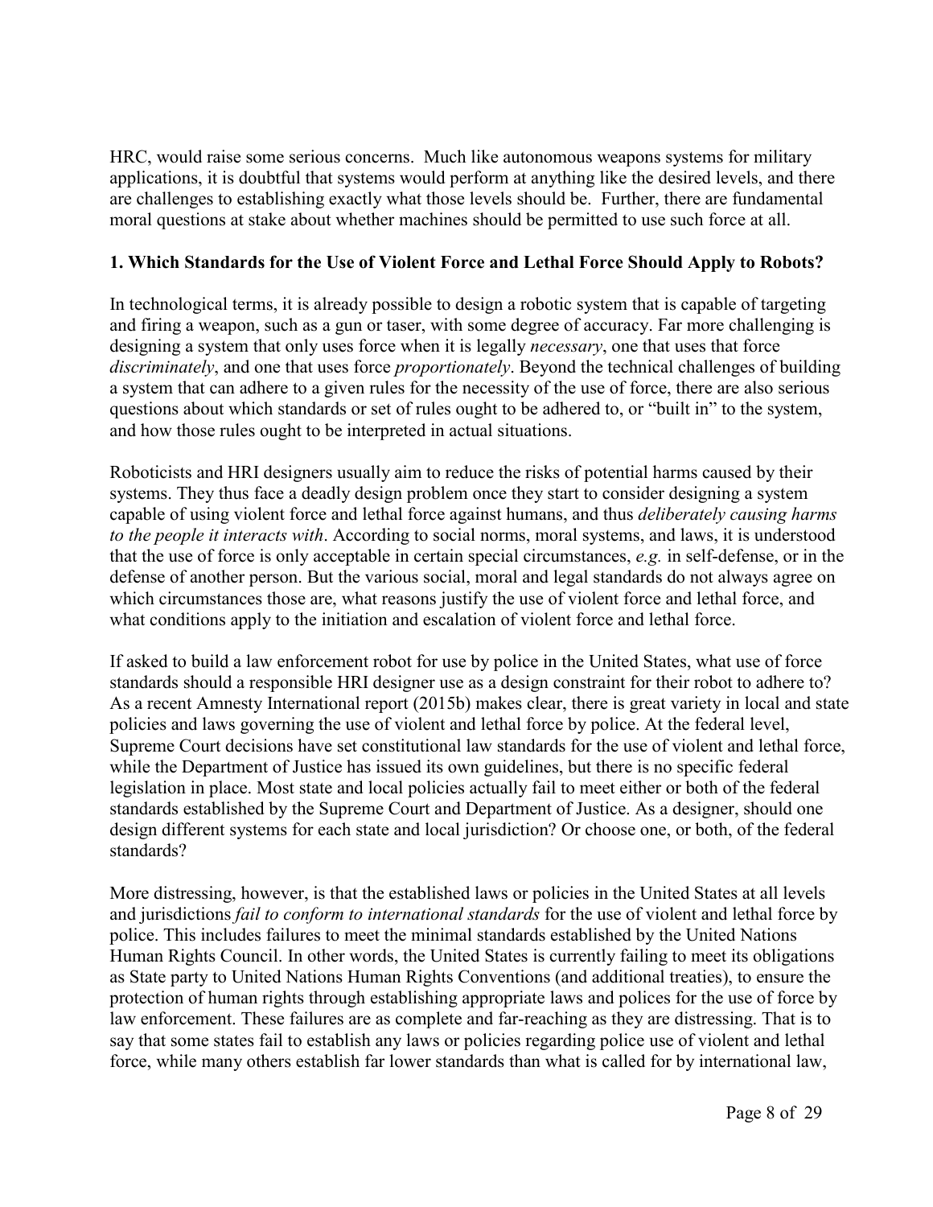HRC, would raise some serious concerns. Much like autonomous weapons systems for military applications, it is doubtful that systems would perform at anything like the desired levels, and there are challenges to establishing exactly what those levels should be. Further, there are fundamental moral questions at stake about whether machines should be permitted to use such force at all.

### 1. Which Standards for the Use of Violent Force and Lethal Force Should Apply to Robots?

In technological terms, it is already possible to design a robotic system that is capable of targeting and firing a weapon, such as a gun or taser, with some degree of accuracy. Far more challenging is designing a system that only uses force when it is legally *necessary*, one that uses that force *discriminately*, and one that uses force *proportionately*. Beyond the technical challenges of building a system that can adhere to a given rules for the necessity of the use of force, there are also serious questions about which standards or set of rules ought to be adhered to, or "built in" to the system, and how those rules ought to be interpreted in actual situations.

Roboticists and HRI designers usually aim to reduce the risks of potential harms caused by their systems. They thus face a deadly design problem once they start to consider designing a system capable of using violent force and lethal force against humans, and thus *deliberately causing harms to the people it interacts with*. According to social norms, moral systems, and laws, it is understood that the use of force is only acceptable in certain special circumstances, *e.g.* in self-defense, or in the defense of another person. But the various social, moral and legal standards do not always agree on which circumstances those are, what reasons justify the use of violent force and lethal force, and what conditions apply to the initiation and escalation of violent force and lethal force.

If asked to build a law enforcement robot for use by police in the United States, what use of force standards should a responsible HRI designer use as a design constraint for their robot to adhere to? As a recent Amnesty International report (2015b) makes clear, there is great variety in local and state policies and laws governing the use of violent and lethal force by police. At the federal level, Supreme Court decisions have set constitutional law standards for the use of violent and lethal force, while the Department of Justice has issued its own guidelines, but there is no specific federal legislation in place. Most state and local policies actually fail to meet either or both of the federal standards established by the Supreme Court and Department of Justice. As a designer, should one design different systems for each state and local jurisdiction? Or choose one, or both, of the federal standards?

More distressing, however, is that the established laws or policies in the United States at all levels and jurisdictions *fail to conform to international standards* for the use of violent and lethal force by police. This includes failures to meet the minimal standards established by the United Nations Human Rights Council. In other words, the United States is currently failing to meet its obligations as State party to United Nations Human Rights Conventions (and additional treaties), to ensure the protection of human rights through establishing appropriate laws and polices for the use of force by law enforcement. These failures are as complete and far-reaching as they are distressing. That is to say that some states fail to establish any laws or policies regarding police use of violent and lethal force, while many others establish far lower standards than what is called for by international law,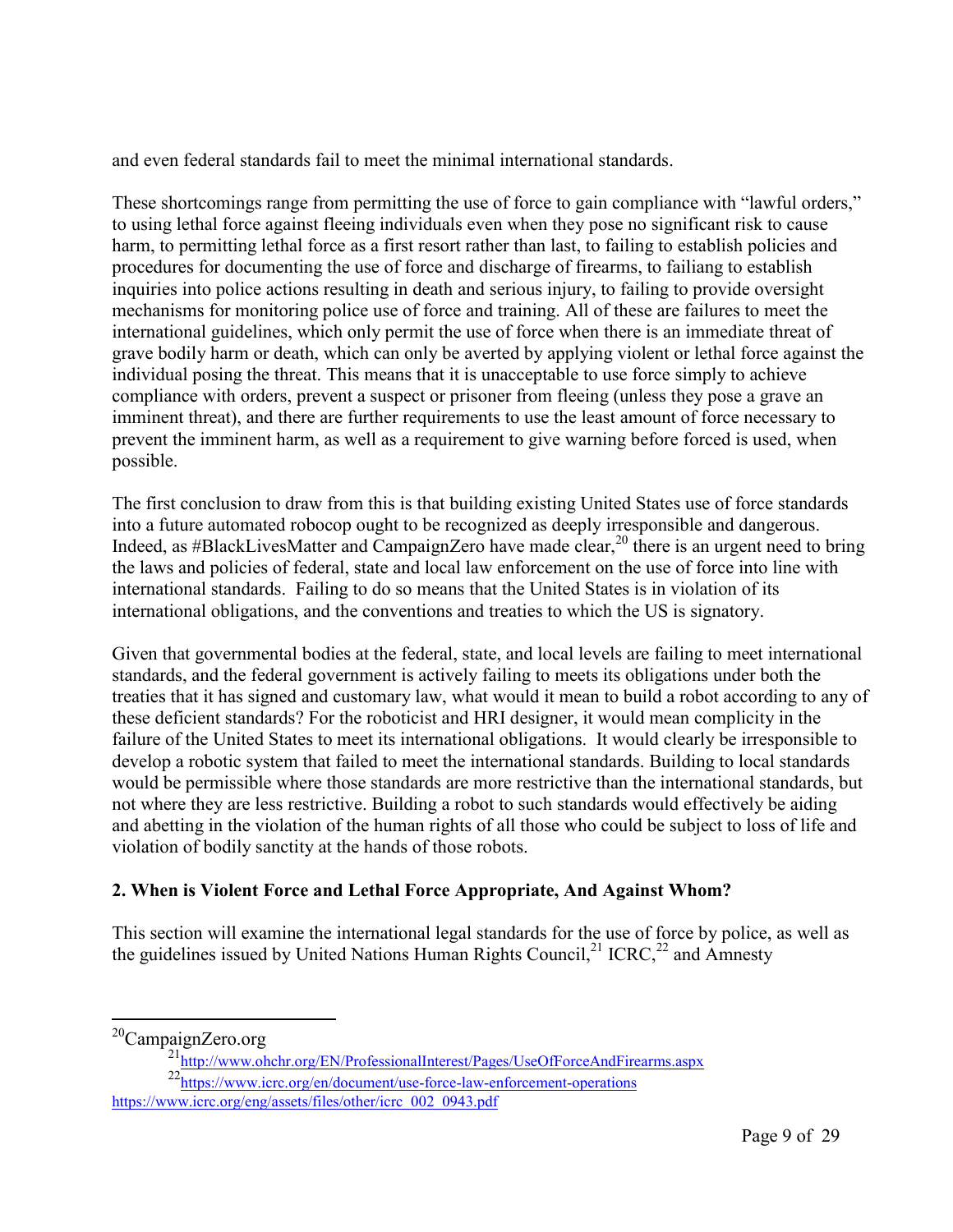and even federal standards fail to meet the minimal international standards.

These shortcomings range from permitting the use of force to gain compliance with "lawful orders," to using lethal force against fleeing individuals even when they pose no significant risk to cause harm, to permitting lethal force as a first resort rather than last, to failing to establish policies and procedures for documenting the use of force and discharge of firearms, to failiang to establish inquiries into police actions resulting in death and serious injury, to failing to provide oversight mechanisms for monitoring police use of force and training. All of these are failures to meet the international guidelines, which only permit the use of force when there is an immediate threat of grave bodily harm or death, which can only be averted by applying violent or lethal force against the individual posing the threat. This means that it is unacceptable to use force simply to achieve compliance with orders, prevent a suspect or prisoner from fleeing (unless they pose a grave an imminent threat), and there are further requirements to use the least amount of force necessary to prevent the imminent harm, as well as a requirement to give warning before forced is used, when possible.

The first conclusion to draw from this is that building existing United States use of force standards into a future automated robocop ought to be recognized as deeply irresponsible and dangerous. Indeed, as #BlackLivesMatter and CampaignZero have made clear,[20] there is an urgent need to bring the laws and policies of federal, state and local law enforcement on the use of force into line with international standards. Failing to do so means that the United States is in violation of its international obligations, and the conventions and treaties to which the US is signatory.

Given that governmental bodies at the federal, state, and local levels are failing to meet international standards, and the federal government is actively failing to meets its obligations under both the treaties that it has signed and customary law, what would it mean to build a robot according to any of these deficient standards? For the roboticist and HRI designer, it would mean complicity in the failure of the United States to meet its international obligations. It would clearly be irresponsible to develop a robotic system that failed to meet the international standards. Building to local standards would be permissible where those standards are more restrictive than the international standards, but not where they are less restrictive. Building a robot to such standards would effectively be aiding and abetting in the violation of the human rights of all those who could be subject to loss of life and violation of bodily sanctity at the hands of those robots.

## 2. When is Violent Force and Lethal Force Appropriate, And Against Whom?

This section will examine the international legal standards for the use of force by police, as well as the guidelines issued by United Nations Human Rights Council,[21] ICRC,[22] and Amnesty

---

[20] CampaignZero.org

[21] http://www.ohchr.org/EN/ProfessionalInterest/Pages/UseOfForceAndFirearms.aspx

[22] https://www.icrc.org/en/document/use-force-law-enforcement-operations
https://www.icrc.org/eng/assets/files/other/icrc_002_0943.pdf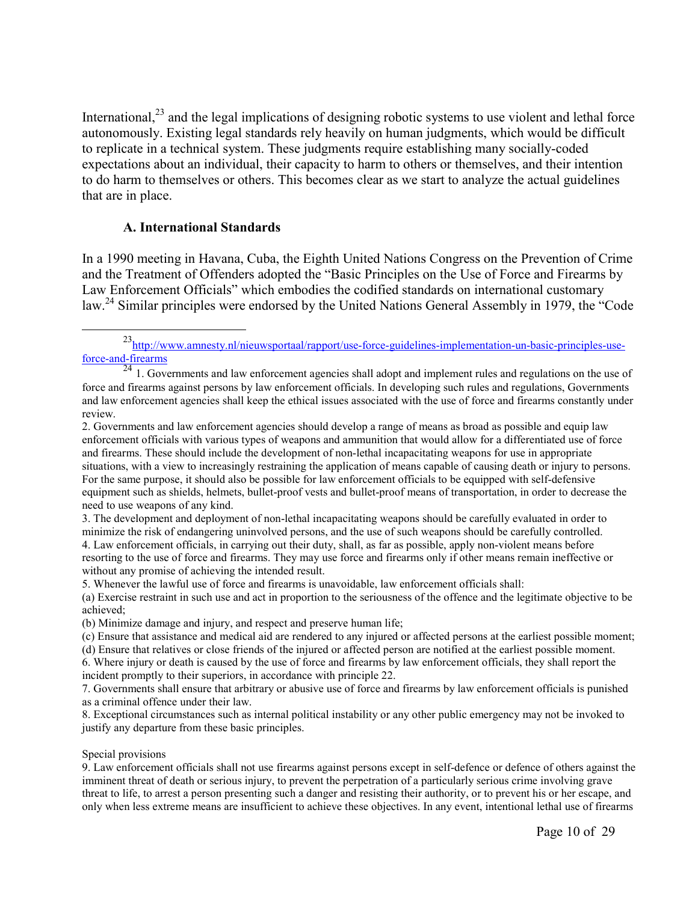International,[23] and the legal implications of designing robotic systems to use violent and lethal force autonomously. Existing legal standards rely heavily on human judgments, which would be difficult to replicate in a technical system. These judgments require establishing many socially-coded expectations about an individual, their capacity to harm to others or themselves, and their intention to do harm to themselves or others. This becomes clear as we start to analyze the actual guidelines that are in place.

### A. International Standards

In a 1990 meeting in Havana, Cuba, the Eighth United Nations Congress on the Prevention of Crime and the Treatment of Offenders adopted the "Basic Principles on the Use of Force and Firearms by Law Enforcement Officials" which embodies the codified standards on international customary law.[24] Similar principles were endorsed by the United Nations General Assembly in 1979, the "Code

---

[23] http://www.amnesty.nl/nieuwsportaal/rapport/use-force-guidelines-implementation-un-basic-principles-use-force-and-firearms

[24] 1. Governments and law enforcement agencies shall adopt and implement rules and regulations on the use of force and firearms against persons by law enforcement officials. In developing such rules and regulations, Governments and law enforcement agencies shall keep the ethical issues associated with the use of force and firearms constantly under review.

2. Governments and law enforcement agencies should develop a range of means as broad as possible and equip law enforcement officials with various types of weapons and ammunition that would allow for a differentiated use of force and firearms. These should include the development of non-lethal incapacitating weapons for use in appropriate situations, with a view to increasingly restraining the application of means capable of causing death or injury to persons. For the same purpose, it should also be possible for law enforcement officials to be equipped with self-defensive equipment such as shields, helmets, bullet-proof vests and bullet-proof means of transportation, in order to decrease the need to use weapons of any kind.

3. The development and deployment of non-lethal incapacitating weapons should be carefully evaluated in order to minimize the risk of endangering uninvolved persons, and the use of such weapons should be carefully controlled.

4. Law enforcement officials, in carrying out their duty, shall, as far as possible, apply non-violent means before resorting to the use of force and firearms. They may use force and firearms only if other means remain ineffective or without any promise of achieving the intended result.

5. Whenever the lawful use of force and firearms is unavoidable, law enforcement officials shall:

(a) Exercise restraint in such use and act in proportion to the seriousness of the offence and the legitimate objective to be achieved;

(b) Minimize damage and injury, and respect and preserve human life;

(c) Ensure that assistance and medical aid are rendered to any injured or affected persons at the earliest possible moment;

(d) Ensure that relatives or close friends of the injured or affected person are notified at the earliest possible moment.

6. Where injury or death is caused by the use of force and firearms by law enforcement officials, they shall report the incident promptly to their superiors, in accordance with principle 22.

7. Governments shall ensure that arbitrary or abusive use of force and firearms by law enforcement officials is punished as a criminal offence under their law.

8. Exceptional circumstances such as internal political instability or any other public emergency may not be invoked to justify any departure from these basic principles.

Special provisions

9. Law enforcement officials shall not use firearms against persons except in self-defence or defence of others against the imminent threat of death or serious injury, to prevent the perpetration of a particularly serious crime involving grave threat to life, to arrest a person presenting such a danger and resisting their authority, or to prevent his or her escape, and only when less extreme means are insufficient to achieve these objectives. In any event, intentional lethal use of firearms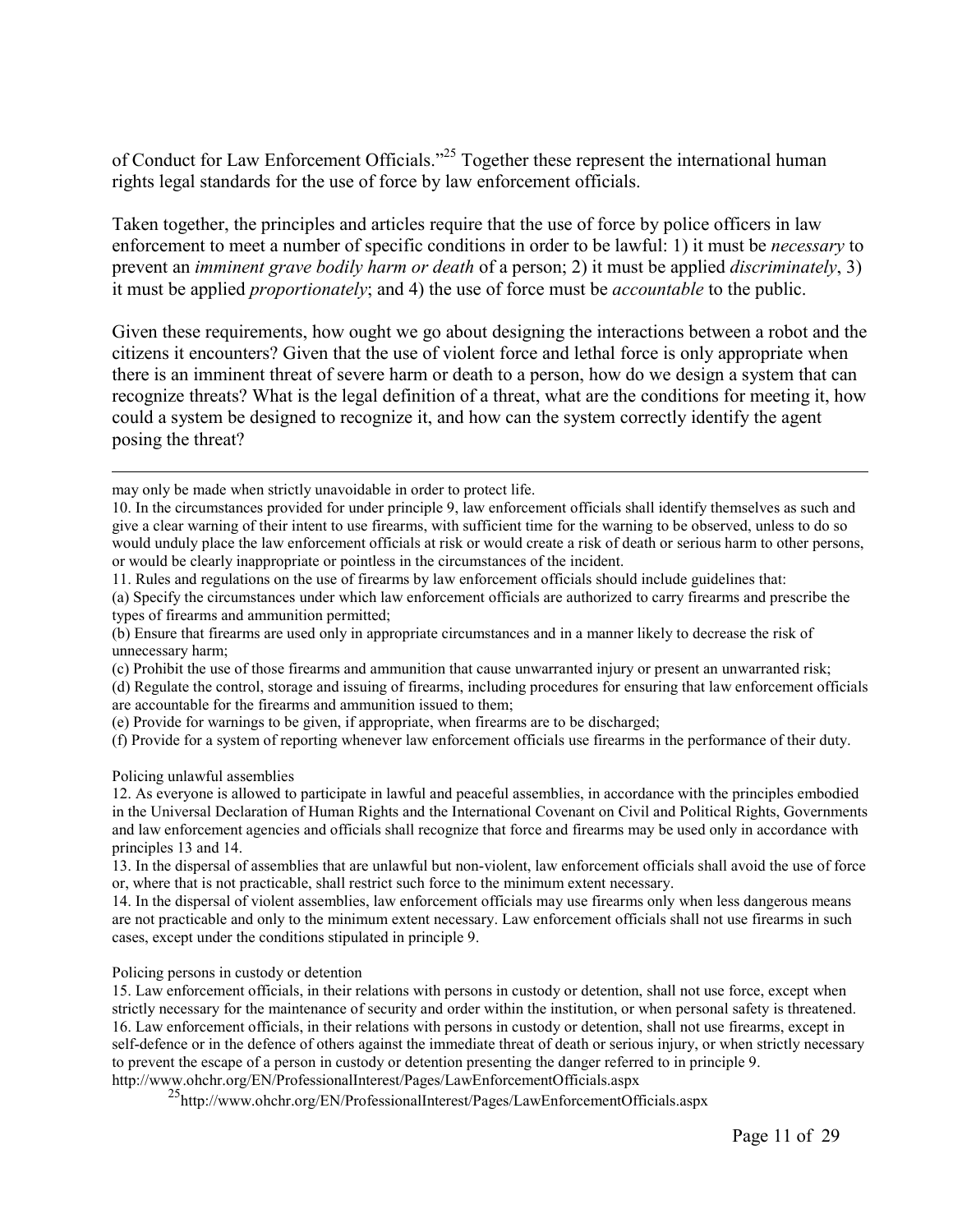of Conduct for Law Enforcement Officials."[25] Together these represent the international human rights legal standards for the use of force by law enforcement officials.

Taken together, the principles and articles require that the use of force by police officers in law enforcement to meet a number of specific conditions in order to be lawful: 1) it must be *necessary* to prevent an *imminent grave bodily harm or death* of a person; 2) it must be applied *discriminately*, 3) it must be applied *proportionately*; and 4) the use of force must be *accountable* to the public.

Given these requirements, how ought we go about designing the interactions between a robot and the citizens it encounters? Given that the use of violent force and lethal force is only appropriate when there is an imminent threat of severe harm or death to a person, how do we design a system that can recognize threats? What is the legal definition of a threat, what are the conditions for meeting it, how could a system be designed to recognize it, and how can the system correctly identify the agent posing the threat?

---

may only be made when strictly unavoidable in order to protect life.

10. In the circumstances provided for under principle 9, law enforcement officials shall identify themselves as such and give a clear warning of their intent to use firearms, with sufficient time for the warning to be observed, unless to do so would unduly place the law enforcement officials at risk or would create a risk of death or serious harm to other persons, or would be clearly inappropriate or pointless in the circumstances of the incident.

11. Rules and regulations on the use of firearms by law enforcement officials should include guidelines that:

(a) Specify the circumstances under which law enforcement officials are authorized to carry firearms and prescribe the types of firearms and ammunition permitted;

(b) Ensure that firearms are used only in appropriate circumstances and in a manner likely to decrease the risk of unnecessary harm;

(c) Prohibit the use of those firearms and ammunition that cause unwarranted injury or present an unwarranted risk;

(d) Regulate the control, storage and issuing of firearms, including procedures for ensuring that law enforcement officials are accountable for the firearms and ammunition issued to them;

(e) Provide for warnings to be given, if appropriate, when firearms are to be discharged;

(f) Provide for a system of reporting whenever law enforcement officials use firearms in the performance of their duty.

Policing unlawful assemblies

12. As everyone is allowed to participate in lawful and peaceful assemblies, in accordance with the principles embodied in the Universal Declaration of Human Rights and the International Covenant on Civil and Political Rights, Governments and law enforcement agencies and officials shall recognize that force and firearms may be used only in accordance with principles 13 and 14.

13. In the dispersal of assemblies that are unlawful but non-violent, law enforcement officials shall avoid the use of force or, where that is not practicable, shall restrict such force to the minimum extent necessary.

14. In the dispersal of violent assemblies, law enforcement officials may use firearms only when less dangerous means are not practicable and only to the minimum extent necessary. Law enforcement officials shall not use firearms in such cases, except under the conditions stipulated in principle 9.

Policing persons in custody or detention

15. Law enforcement officials, in their relations with persons in custody or detention, shall not use force, except when strictly necessary for the maintenance of security and order within the institution, or when personal safety is threatened.

16. Law enforcement officials, in their relations with persons in custody or detention, shall not use firearms, except in self-defence or in the defence of others against the immediate threat of death or serious injury, or when strictly necessary to prevent the escape of a person in custody or detention presenting the danger referred to in principle 9.
http://www.ohchr.org/EN/ProfessionalInterest/Pages/LawEnforcementOfficials.aspx

[25] http://www.ohchr.org/EN/ProfessionalInterest/Pages/LawEnforcementOfficials.aspx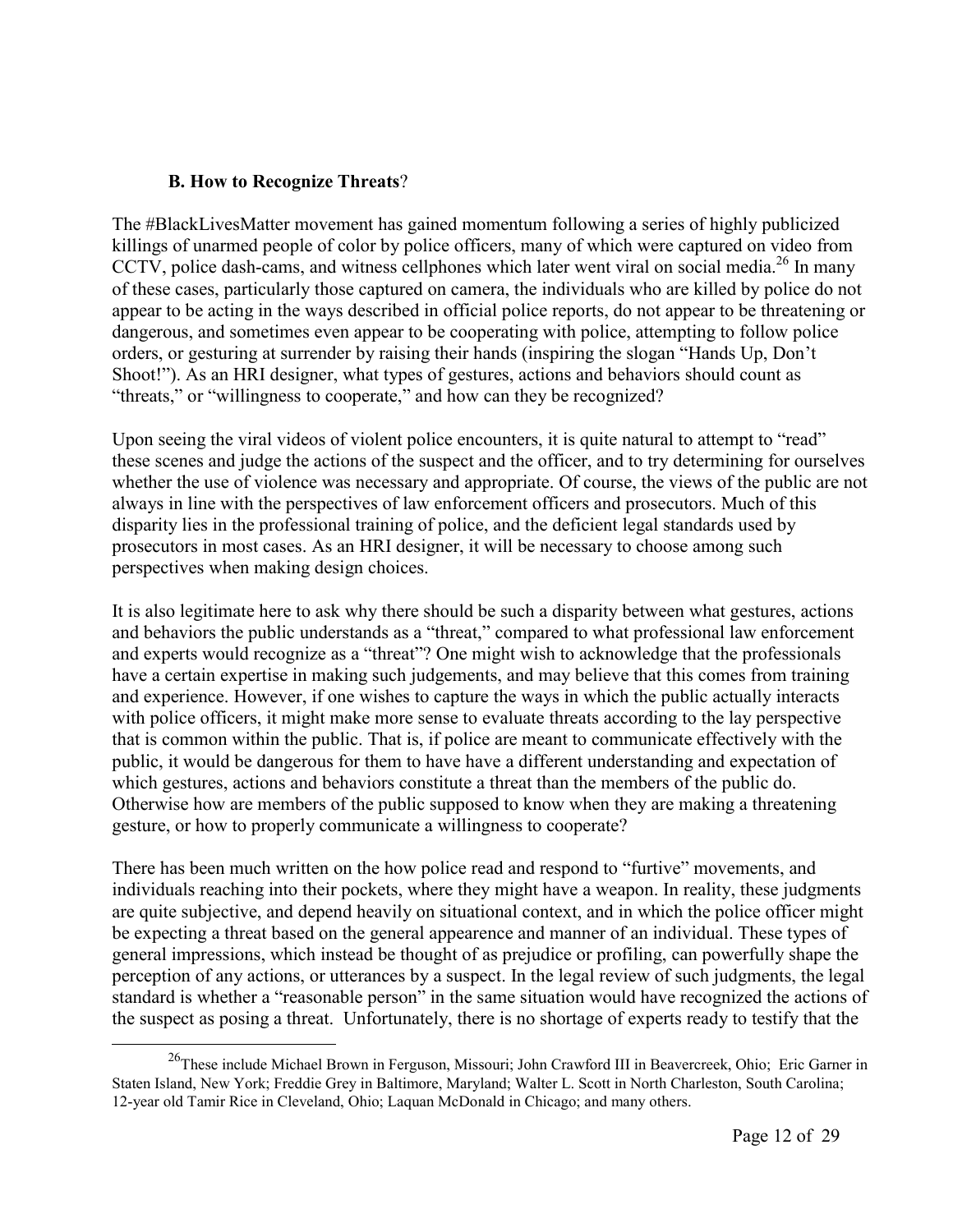### **B. How to Recognize Threats**?

The #BlackLivesMatter movement has gained momentum following a series of highly publicized killings of unarmed people of color by police officers, many of which were captured on video from CCTV, police dash-cams, and witness cellphones which later went viral on social media.[26] In many of these cases, particularly those captured on camera, the individuals who are killed by police do not appear to be acting in the ways described in official police reports, do not appear to be threatening or dangerous, and sometimes even appear to be cooperating with police, attempting to follow police orders, or gesturing at surrender by raising their hands (inspiring the slogan "Hands Up, Don't Shoot!"). As an HRI designer, what types of gestures, actions and behaviors should count as "threats," or "willingness to cooperate," and how can they be recognized?

Upon seeing the viral videos of violent police encounters, it is quite natural to attempt to "read" these scenes and judge the actions of the suspect and the officer, and to try determining for ourselves whether the use of violence was necessary and appropriate. Of course, the views of the public are not always in line with the perspectives of law enforcement officers and prosecutors. Much of this disparity lies in the professional training of police, and the deficient legal standards used by prosecutors in most cases. As an HRI designer, it will be necessary to choose among such perspectives when making design choices.

It is also legitimate here to ask why there should be such a disparity between what gestures, actions and behaviors the public understands as a "threat," compared to what professional law enforcement and experts would recognize as a "threat"? One might wish to acknowledge that the professionals have a certain expertise in making such judgements, and may believe that this comes from training and experience. However, if one wishes to capture the ways in which the public actually interacts with police officers, it might make more sense to evaluate threats according to the lay perspective that is common within the public. That is, if police are meant to communicate effectively with the public, it would be dangerous for them to have have a different understanding and expectation of which gestures, actions and behaviors constitute a threat than the members of the public do. Otherwise how are members of the public supposed to know when they are making a threatening gesture, or how to properly communicate a willingness to cooperate?

There has been much written on the how police read and respond to "furtive" movements, and individuals reaching into their pockets, where they might have a weapon. In reality, these judgments are quite subjective, and depend heavily on situational context, and in which the police officer might be expecting a threat based on the general appearence and manner of an individual. These types of general impressions, which instead be thought of as prejudice or profiling, can powerfully shape the perception of any actions, or utterances by a suspect. In the legal review of such judgments, the legal standard is whether a "reasonable person" in the same situation would have recognized the actions of the suspect as posing a threat. Unfortunately, there is no shortage of experts ready to testify that the

[26] These include Michael Brown in Ferguson, Missouri; John Crawford III in Beavercreek, Ohio; Eric Garner in Staten Island, New York; Freddie Grey in Baltimore, Maryland; Walter L. Scott in North Charleston, South Carolina; 12-year old Tamir Rice in Cleveland, Ohio; Laquan McDonald in Chicago; and many others.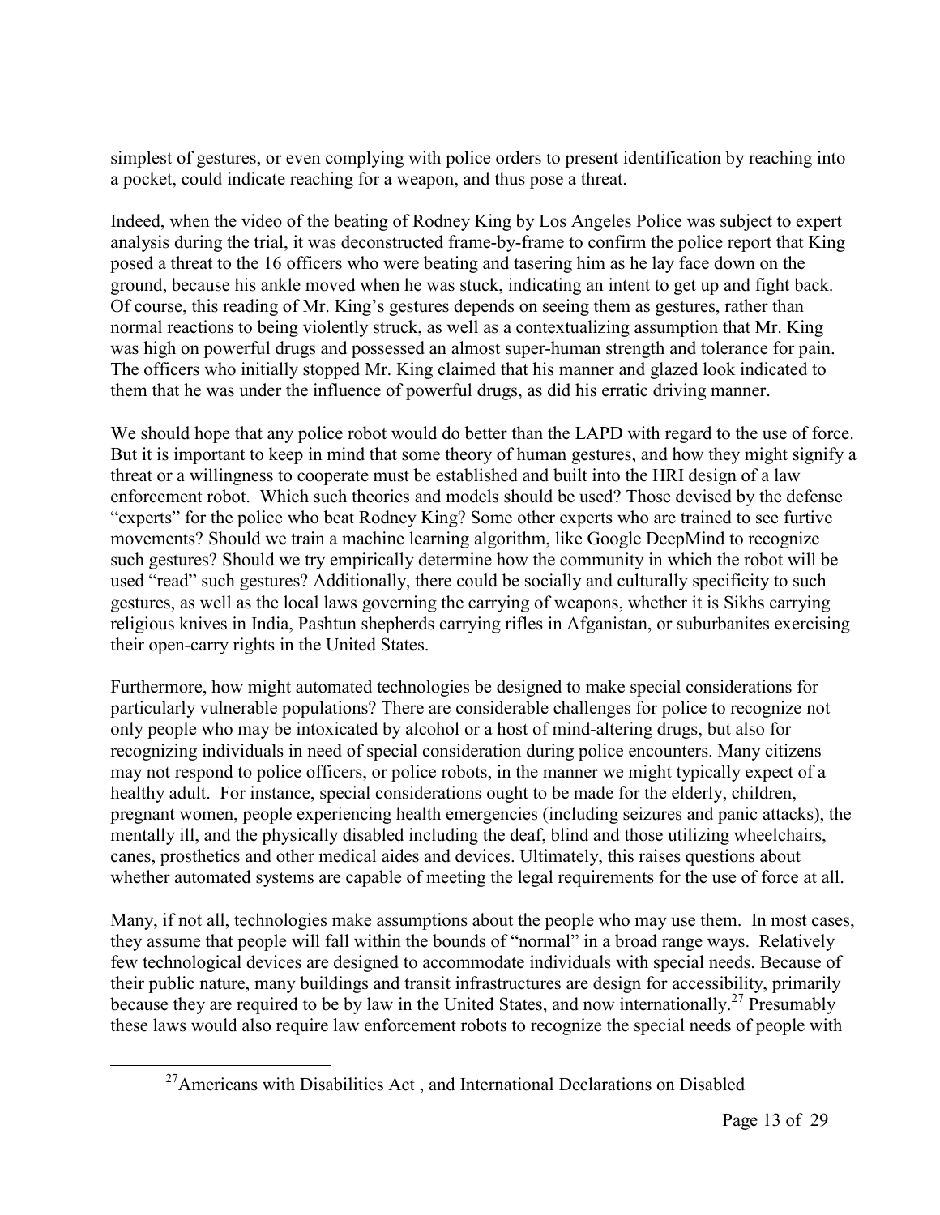simplest of gestures, or even complying with police orders to present identification by reaching into a pocket, could indicate reaching for a weapon, and thus pose a threat.

Indeed, when the video of the beating of Rodney King by Los Angeles Police was subject to expert analysis during the trial, it was deconstructed frame-by-frame to confirm the police report that King posed a threat to the 16 officers who were beating and tasering him as he lay face down on the ground, because his ankle moved when he was stuck, indicating an intent to get up and fight back. Of course, this reading of Mr. King's gestures depends on seeing them as gestures, rather than normal reactions to being violently struck, as well as a contextualizing assumption that Mr. King was high on powerful drugs and possessed an almost super-human strength and tolerance for pain. The officers who initially stopped Mr. King claimed that his manner and glazed look indicated to them that he was under the influence of powerful drugs, as did his erratic driving manner.

We should hope that any police robot would do better than the LAPD with regard to the use of force. But it is important to keep in mind that some theory of human gestures, and how they might signify a threat or a willingness to cooperate must be established and built into the HRI design of a law enforcement robot. Which such theories and models should be used? Those devised by the defense "experts" for the police who beat Rodney King? Some other experts who are trained to see furtive movements? Should we train a machine learning algorithm, like Google DeepMind to recognize such gestures? Should we try empirically determine how the community in which the robot will be used "read" such gestures? Additionally, there could be socially and culturally specificity to such gestures, as well as the local laws governing the carrying of weapons, whether it is Sikhs carrying religious knives in India, Pashtun shepherds carrying rifles in Afganistan, or suburbanites exercising their open-carry rights in the United States.

Furthermore, how might automated technologies be designed to make special considerations for particularly vulnerable populations? There are considerable challenges for police to recognize not only people who may be intoxicated by alcohol or a host of mind-altering drugs, but also for recognizing individuals in need of special consideration during police encounters. Many citizens may not respond to police officers, or police robots, in the manner we might typically expect of a healthy adult. For instance, special considerations ought to be made for the elderly, children, pregnant women, people experiencing health emergencies (including seizures and panic attacks), the mentally ill, and the physically disabled including the deaf, blind and those utilizing wheelchairs, canes, prosthetics and other medical aides and devices. Ultimately, this raises questions about whether automated systems are capable of meeting the legal requirements for the use of force at all.

Many, if not all, technologies make assumptions about the people who may use them. In most cases, they assume that people will fall within the bounds of "normal" in a broad range ways. Relatively few technological devices are designed to accommodate individuals with special needs. Because of their public nature, many buildings and transit infrastructures are design for accessibility, primarily because they are required to be by law in the United States, and now internationally.[27] Presumably these laws would also require law enforcement robots to recognize the special needs of people with

[27] Americans with Disabilities Act , and International Declarations on Disabled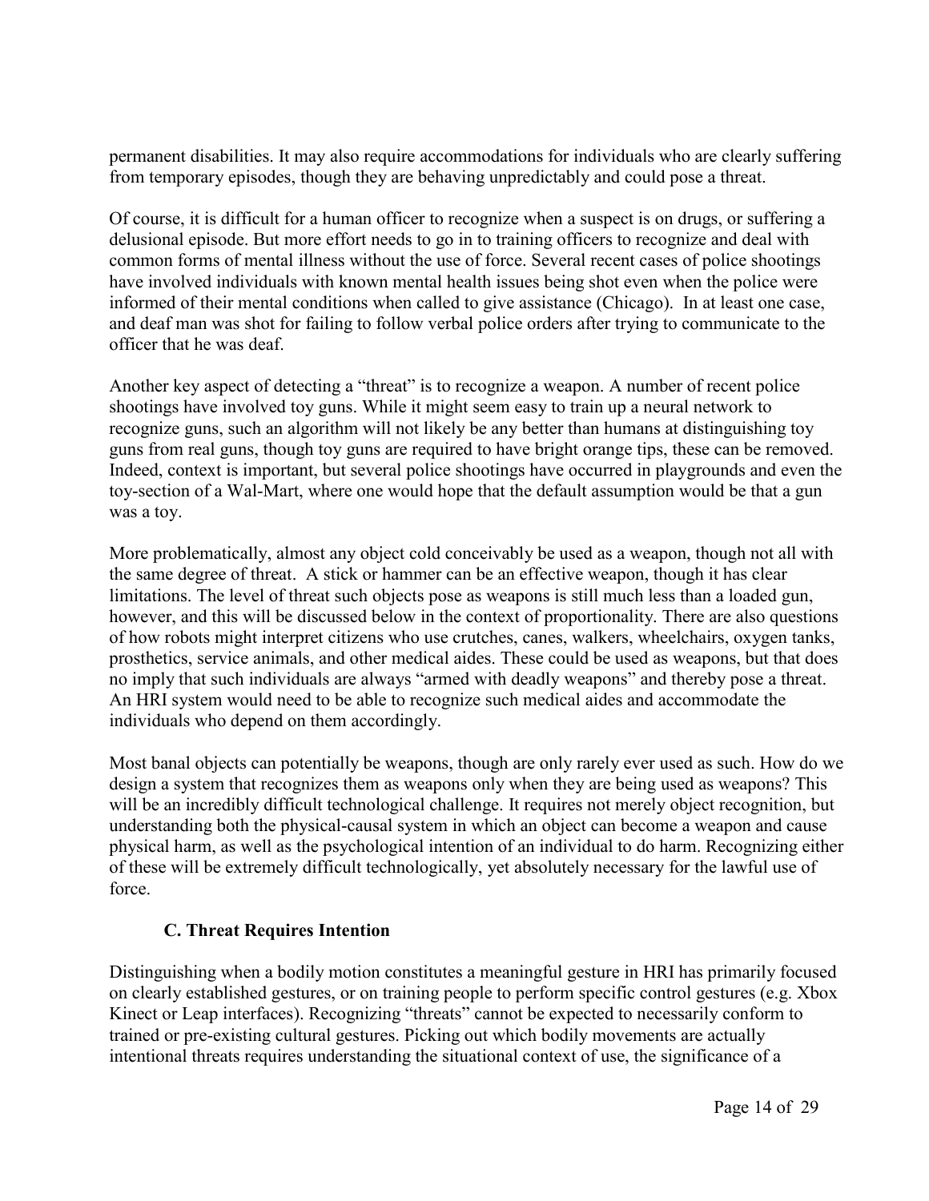permanent disabilities. It may also require accommodations for individuals who are clearly suffering from temporary episodes, though they are behaving unpredictably and could pose a threat.

Of course, it is difficult for a human officer to recognize when a suspect is on drugs, or suffering a delusional episode. But more effort needs to go in to training officers to recognize and deal with common forms of mental illness without the use of force. Several recent cases of police shootings have involved individuals with known mental health issues being shot even when the police were informed of their mental conditions when called to give assistance (Chicago). In at least one case, and deaf man was shot for failing to follow verbal police orders after trying to communicate to the officer that he was deaf.

Another key aspect of detecting a "threat" is to recognize a weapon. A number of recent police shootings have involved toy guns. While it might seem easy to train up a neural network to recognize guns, such an algorithm will not likely be any better than humans at distinguishing toy guns from real guns, though toy guns are required to have bright orange tips, these can be removed. Indeed, context is important, but several police shootings have occurred in playgrounds and even the toy-section of a Wal-Mart, where one would hope that the default assumption would be that a gun was a toy.

More problematically, almost any object cold conceivably be used as a weapon, though not all with the same degree of threat. A stick or hammer can be an effective weapon, though it has clear limitations. The level of threat such objects pose as weapons is still much less than a loaded gun, however, and this will be discussed below in the context of proportionality. There are also questions of how robots might interpret citizens who use crutches, canes, walkers, wheelchairs, oxygen tanks, prosthetics, service animals, and other medical aides. These could be used as weapons, but that does no imply that such individuals are always "armed with deadly weapons" and thereby pose a threat. An HRI system would need to be able to recognize such medical aides and accommodate the individuals who depend on them accordingly.

Most banal objects can potentially be weapons, though are only rarely ever used as such. How do we design a system that recognizes them as weapons only when they are being used as weapons? This will be an incredibly difficult technological challenge. It requires not merely object recognition, but understanding both the physical-causal system in which an object can become a weapon and cause physical harm, as well as the psychological intention of an individual to do harm. Recognizing either of these will be extremely difficult technologically, yet absolutely necessary for the lawful use of force.

### C. Threat Requires Intention

Distinguishing when a bodily motion constitutes a meaningful gesture in HRI has primarily focused on clearly established gestures, or on training people to perform specific control gestures (e.g. Xbox Kinect or Leap interfaces). Recognizing "threats" cannot be expected to necessarily conform to trained or pre-existing cultural gestures. Picking out which bodily movements are actually intentional threats requires understanding the situational context of use, the significance of a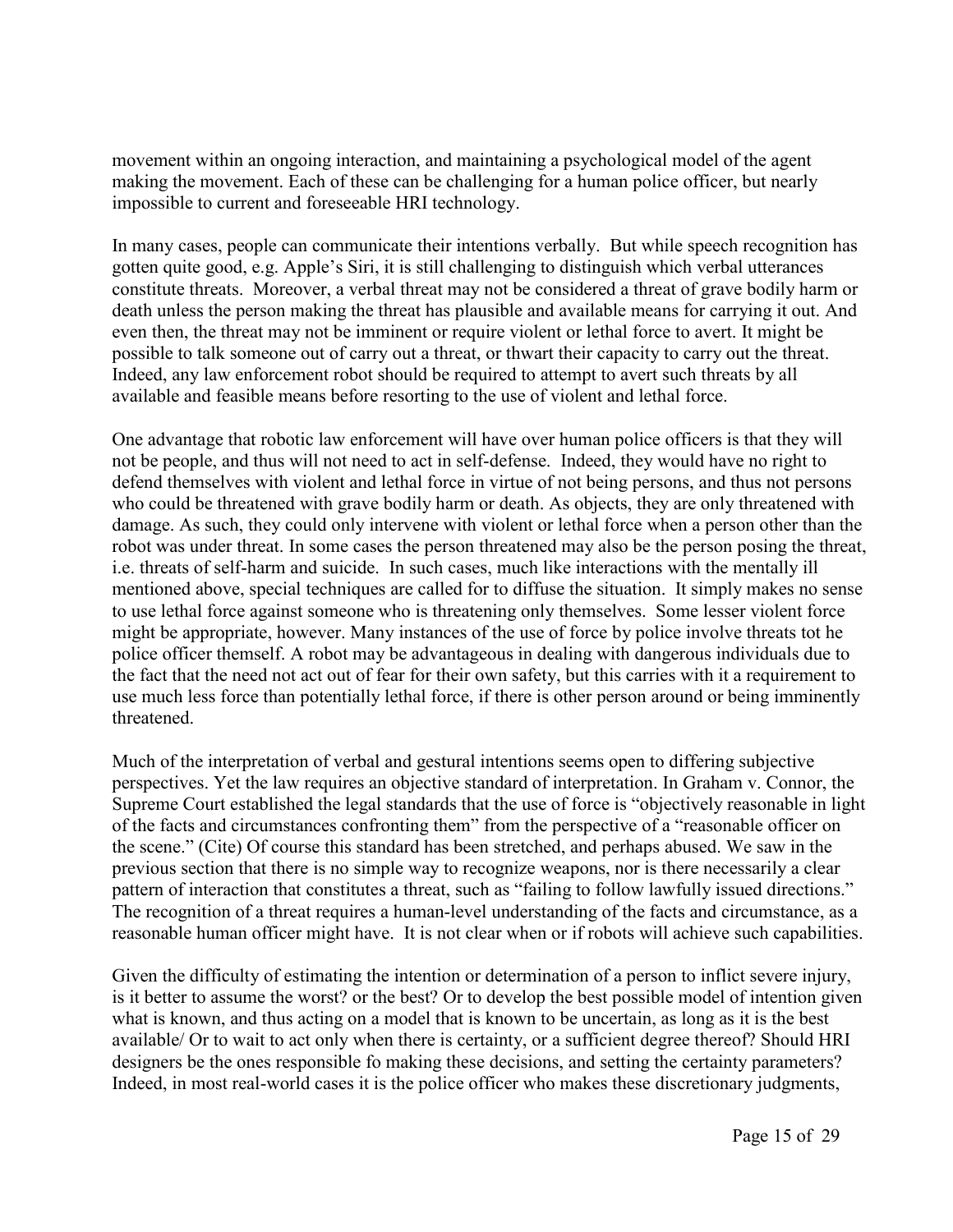movement within an ongoing interaction, and maintaining a psychological model of the agent making the movement. Each of these can be challenging for a human police officer, but nearly impossible to current and foreseeable HRI technology.

In many cases, people can communicate their intentions verbally. But while speech recognition has gotten quite good, e.g. Apple's Siri, it is still challenging to distinguish which verbal utterances constitute threats. Moreover, a verbal threat may not be considered a threat of grave bodily harm or death unless the person making the threat has plausible and available means for carrying it out. And even then, the threat may not be imminent or require violent or lethal force to avert. It might be possible to talk someone out of carry out a threat, or thwart their capacity to carry out the threat. Indeed, any law enforcement robot should be required to attempt to avert such threats by all available and feasible means before resorting to the use of violent and lethal force.

One advantage that robotic law enforcement will have over human police officers is that they will not be people, and thus will not need to act in self-defense. Indeed, they would have no right to defend themselves with violent and lethal force in virtue of not being persons, and thus not persons who could be threatened with grave bodily harm or death. As objects, they are only threatened with damage. As such, they could only intervene with violent or lethal force when a person other than the robot was under threat. In some cases the person threatened may also be the person posing the threat, i.e. threats of self-harm and suicide. In such cases, much like interactions with the mentally ill mentioned above, special techniques are called for to diffuse the situation. It simply makes no sense to use lethal force against someone who is threatening only themselves. Some lesser violent force might be appropriate, however. Many instances of the use of force by police involve threats tot he police officer themself. A robot may be advantageous in dealing with dangerous individuals due to the fact that the need not act out of fear for their own safety, but this carries with it a requirement to use much less force than potentially lethal force, if there is other person around or being imminently threatened.

Much of the interpretation of verbal and gestural intentions seems open to differing subjective perspectives. Yet the law requires an objective standard of interpretation. In Graham v. Connor, the Supreme Court established the legal standards that the use of force is "objectively reasonable in light of the facts and circumstances confronting them" from the perspective of a "reasonable officer on the scene." (Cite) Of course this standard has been stretched, and perhaps abused. We saw in the previous section that there is no simple way to recognize weapons, nor is there necessarily a clear pattern of interaction that constitutes a threat, such as "failing to follow lawfully issued directions." The recognition of a threat requires a human-level understanding of the facts and circumstance, as a reasonable human officer might have. It is not clear when or if robots will achieve such capabilities.

Given the difficulty of estimating the intention or determination of a person to inflict severe injury, is it better to assume the worst? or the best? Or to develop the best possible model of intention given what is known, and thus acting on a model that is known to be uncertain, as long as it is the best available/ Or to wait to act only when there is certainty, or a sufficient degree thereof? Should HRI designers be the ones responsible fo making these decisions, and setting the certainty parameters? Indeed, in most real-world cases it is the police officer who makes these discretionary judgments,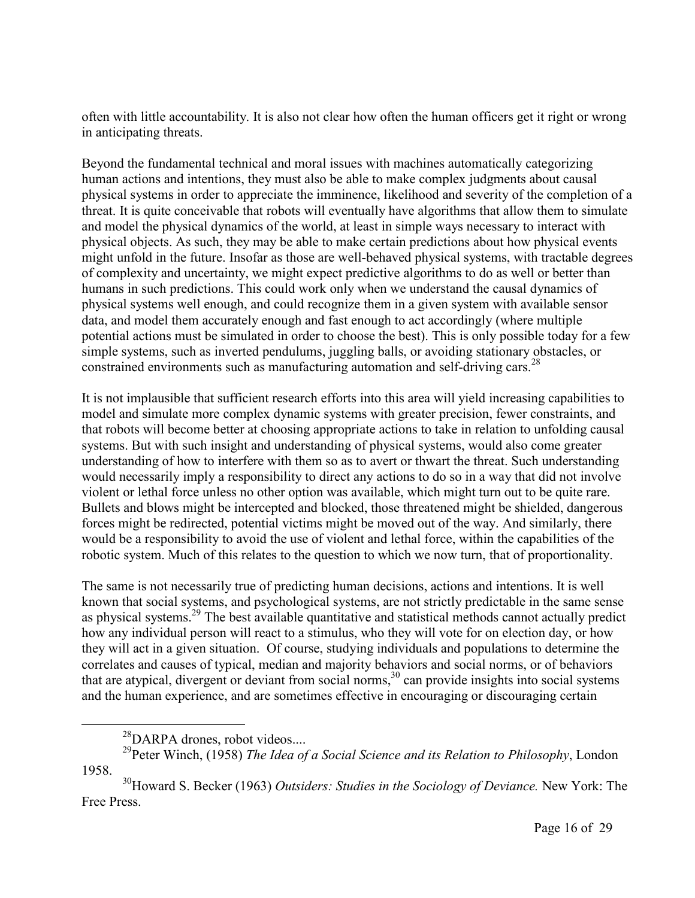often with little accountability. It is also not clear how often the human officers get it right or wrong in anticipating threats.

Beyond the fundamental technical and moral issues with machines automatically categorizing human actions and intentions, they must also be able to make complex judgments about causal physical systems in order to appreciate the imminence, likelihood and severity of the completion of a threat. It is quite conceivable that robots will eventually have algorithms that allow them to simulate and model the physical dynamics of the world, at least in simple ways necessary to interact with physical objects. As such, they may be able to make certain predictions about how physical events might unfold in the future. Insofar as those are well-behaved physical systems, with tractable degrees of complexity and uncertainty, we might expect predictive algorithms to do as well or better than humans in such predictions. This could work only when we understand the causal dynamics of physical systems well enough, and could recognize them in a given system with available sensor data, and model them accurately enough and fast enough to act accordingly (where multiple potential actions must be simulated in order to choose the best). This is only possible today for a few simple systems, such as inverted pendulums, juggling balls, or avoiding stationary obstacles, or constrained environments such as manufacturing automation and self-driving cars.[28]

It is not implausible that sufficient research efforts into this area will yield increasing capabilities to model and simulate more complex dynamic systems with greater precision, fewer constraints, and that robots will become better at choosing appropriate actions to take in relation to unfolding causal systems. But with such insight and understanding of physical systems, would also come greater understanding of how to interfere with them so as to avert or thwart the threat. Such understanding would necessarily imply a responsibility to direct any actions to do so in a way that did not involve violent or lethal force unless no other option was available, which might turn out to be quite rare. Bullets and blows might be intercepted and blocked, those threatened might be shielded, dangerous forces might be redirected, potential victims might be moved out of the way. And similarly, there would be a responsibility to avoid the use of violent and lethal force, within the capabilities of the robotic system. Much of this relates to the question to which we now turn, that of proportionality.

The same is not necessarily true of predicting human decisions, actions and intentions. It is well known that social systems, and psychological systems, are not strictly predictable in the same sense as physical systems.[29] The best available quantitative and statistical methods cannot actually predict how any individual person will react to a stimulus, who they will vote for on election day, or how they will act in a given situation. Of course, studying individuals and populations to determine the correlates and causes of typical, median and majority behaviors and social norms, or of behaviors that are atypical, divergent or deviant from social norms,[30] can provide insights into social systems and the human experience, and are sometimes effective in encouraging or discouraging certain

---

[28] DARPA drones, robot videos....

[29] Peter Winch, (1958) *The Idea of a Social Science and its Relation to Philosophy*, London 1958.

[30] Howard S. Becker (1963) *Outsiders: Studies in the Sociology of Deviance.* New York: The Free Press.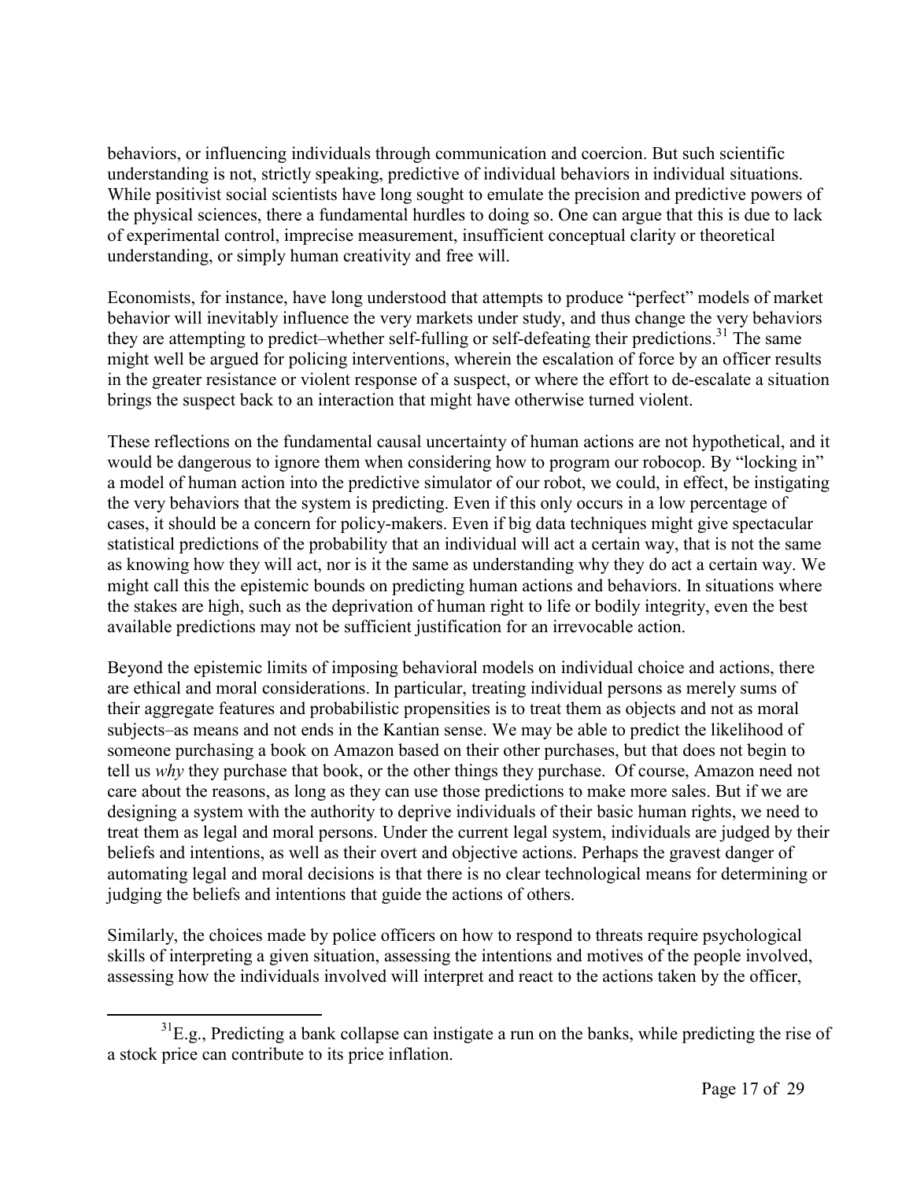behaviors, or influencing individuals through communication and coercion. But such scientific understanding is not, strictly speaking, predictive of individual behaviors in individual situations. While positivist social scientists have long sought to emulate the precision and predictive powers of the physical sciences, there a fundamental hurdles to doing so. One can argue that this is due to lack of experimental control, imprecise measurement, insufficient conceptual clarity or theoretical understanding, or simply human creativity and free will.

Economists, for instance, have long understood that attempts to produce "perfect" models of market behavior will inevitably influence the very markets under study, and thus change the very behaviors they are attempting to predict–whether self-fulling or self-defeating their predictions.[31] The same might well be argued for policing interventions, wherein the escalation of force by an officer results in the greater resistance or violent response of a suspect, or where the effort to de-escalate a situation brings the suspect back to an interaction that might have otherwise turned violent.

These reflections on the fundamental causal uncertainty of human actions are not hypothetical, and it would be dangerous to ignore them when considering how to program our robocop. By "locking in" a model of human action into the predictive simulator of our robot, we could, in effect, be instigating the very behaviors that the system is predicting. Even if this only occurs in a low percentage of cases, it should be a concern for policy-makers. Even if big data techniques might give spectacular statistical predictions of the probability that an individual will act a certain way, that is not the same as knowing how they will act, nor is it the same as understanding why they do act a certain way. We might call this the epistemic bounds on predicting human actions and behaviors. In situations where the stakes are high, such as the deprivation of human right to life or bodily integrity, even the best available predictions may not be sufficient justification for an irrevocable action.

Beyond the epistemic limits of imposing behavioral models on individual choice and actions, there are ethical and moral considerations. In particular, treating individual persons as merely sums of their aggregate features and probabilistic propensities is to treat them as objects and not as moral subjects–as means and not ends in the Kantian sense. We may be able to predict the likelihood of someone purchasing a book on Amazon based on their other purchases, but that does not begin to tell us *why* they purchase that book, or the other things they purchase. Of course, Amazon need not care about the reasons, as long as they can use those predictions to make more sales. But if we are designing a system with the authority to deprive individuals of their basic human rights, we need to treat them as legal and moral persons. Under the current legal system, individuals are judged by their beliefs and intentions, as well as their overt and objective actions. Perhaps the gravest danger of automating legal and moral decisions is that there is no clear technological means for determining or judging the beliefs and intentions that guide the actions of others.

Similarly, the choices made by police officers on how to respond to threats require psychological skills of interpreting a given situation, assessing the intentions and motives of the people involved, assessing how the individuals involved will interpret and react to the actions taken by the officer,

[31] E.g., Predicting a bank collapse can instigate a run on the banks, while predicting the rise of a stock price can contribute to its price inflation.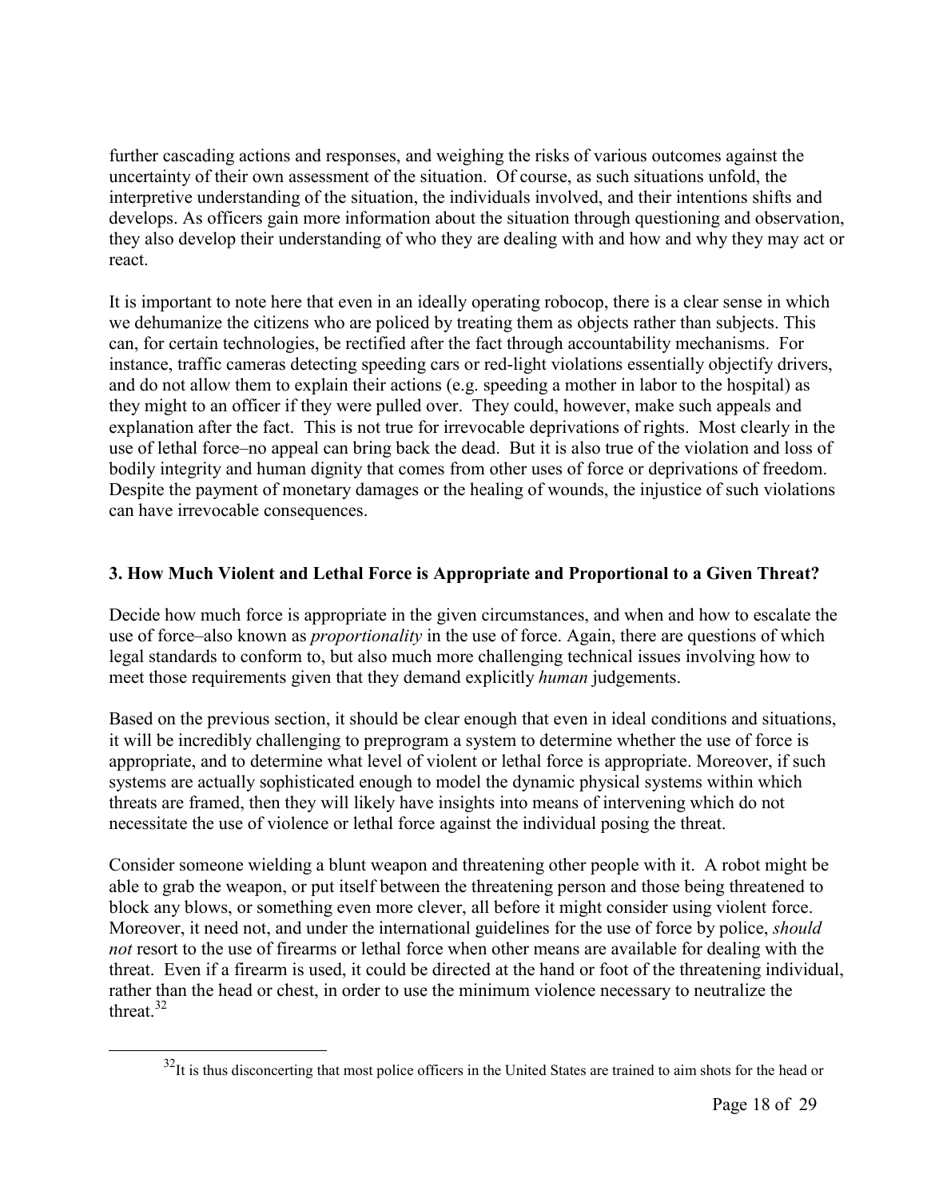further cascading actions and responses, and weighing the risks of various outcomes against the uncertainty of their own assessment of the situation. Of course, as such situations unfold, the interpretive understanding of the situation, the individuals involved, and their intentions shifts and develops. As officers gain more information about the situation through questioning and observation, they also develop their understanding of who they are dealing with and how and why they may act or react.

It is important to note here that even in an ideally operating robocop, there is a clear sense in which we dehumanize the citizens who are policed by treating them as objects rather than subjects. This can, for certain technologies, be rectified after the fact through accountability mechanisms. For instance, traffic cameras detecting speeding cars or red-light violations essentially objectify drivers, and do not allow them to explain their actions (e.g. speeding a mother in labor to the hospital) as they might to an officer if they were pulled over. They could, however, make such appeals and explanation after the fact. This is not true for irrevocable deprivations of rights. Most clearly in the use of lethal force–no appeal can bring back the dead. But it is also true of the violation and loss of bodily integrity and human dignity that comes from other uses of force or deprivations of freedom. Despite the payment of monetary damages or the healing of wounds, the injustice of such violations can have irrevocable consequences.

### 3. How Much Violent and Lethal Force is Appropriate and Proportional to a Given Threat?

Decide how much force is appropriate in the given circumstances, and when and how to escalate the use of force–also known as *proportionality* in the use of force. Again, there are questions of which legal standards to conform to, but also much more challenging technical issues involving how to meet those requirements given that they demand explicitly *human* judgements.

Based on the previous section, it should be clear enough that even in ideal conditions and situations, it will be incredibly challenging to preprogram a system to determine whether the use of force is appropriate, and to determine what level of violent or lethal force is appropriate. Moreover, if such systems are actually sophisticated enough to model the dynamic physical systems within which threats are framed, then they will likely have insights into means of intervening which do not necessitate the use of violence or lethal force against the individual posing the threat.

Consider someone wielding a blunt weapon and threatening other people with it. A robot might be able to grab the weapon, or put itself between the threatening person and those being threatened to block any blows, or something even more clever, all before it might consider using violent force. Moreover, it need not, and under the international guidelines for the use of force by police, *should not* resort to the use of firearms or lethal force when other means are available for dealing with the threat. Even if a firearm is used, it could be directed at the hand or foot of the threatening individual, rather than the head or chest, in order to use the minimum violence necessary to neutralize the threat.[32]

[32] It is thus disconcerting that most police officers in the United States are trained to aim shots for the head or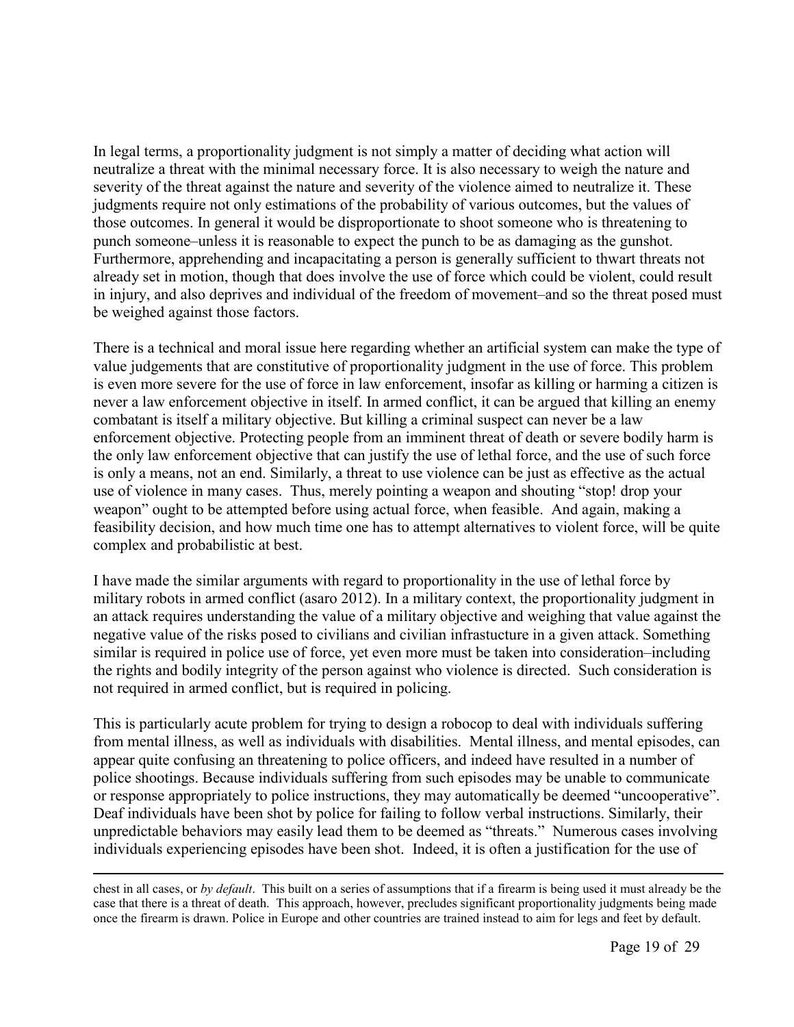In legal terms, a proportionality judgment is not simply a matter of deciding what action will neutralize a threat with the minimal necessary force. It is also necessary to weigh the nature and severity of the threat against the nature and severity of the violence aimed to neutralize it. These judgments require not only estimations of the probability of various outcomes, but the values of those outcomes. In general it would be disproportionate to shoot someone who is threatening to punch someone–unless it is reasonable to expect the punch to be as damaging as the gunshot. Furthermore, apprehending and incapacitating a person is generally sufficient to thwart threats not already set in motion, though that does involve the use of force which could be violent, could result in injury, and also deprives and individual of the freedom of movement–and so the threat posed must be weighed against those factors.

There is a technical and moral issue here regarding whether an artificial system can make the type of value judgements that are constitutive of proportionality judgment in the use of force. This problem is even more severe for the use of force in law enforcement, insofar as killing or harming a citizen is never a law enforcement objective in itself. In armed conflict, it can be argued that killing an enemy combatant is itself a military objective. But killing a criminal suspect can never be a law enforcement objective. Protecting people from an imminent threat of death or severe bodily harm is the only law enforcement objective that can justify the use of lethal force, and the use of such force is only a means, not an end. Similarly, a threat to use violence can be just as effective as the actual use of violence in many cases. Thus, merely pointing a weapon and shouting "stop! drop your weapon" ought to be attempted before using actual force, when feasible. And again, making a feasibility decision, and how much time one has to attempt alternatives to violent force, will be quite complex and probabilistic at best.

I have made the similar arguments with regard to proportionality in the use of lethal force by military robots in armed conflict (asaro 2012). In a military context, the proportionality judgment in an attack requires understanding the value of a military objective and weighing that value against the negative value of the risks posed to civilians and civilian infrastucture in a given attack. Something similar is required in police use of force, yet even more must be taken into consideration–including the rights and bodily integrity of the person against who violence is directed. Such consideration is not required in armed conflict, but is required in policing.

This is particularly acute problem for trying to design a robocop to deal with individuals suffering from mental illness, as well as individuals with disabilities. Mental illness, and mental episodes, can appear quite confusing an threatening to police officers, and indeed have resulted in a number of police shootings. Because individuals suffering from such episodes may be unable to communicate or response appropriately to police instructions, they may automatically be deemed "uncooperative". Deaf individuals have been shot by police for failing to follow verbal instructions. Similarly, their unpredictable behaviors may easily lead them to be deemed as "threats." Numerous cases involving individuals experiencing episodes have been shot. Indeed, it is often a justification for the use of

---

chest in all cases, or *by default*. This built on a series of assumptions that if a firearm is being used it must already be the case that there is a threat of death. This approach, however, precludes significant proportionality judgments being made once the firearm is drawn. Police in Europe and other countries are trained instead to aim for legs and feet by default.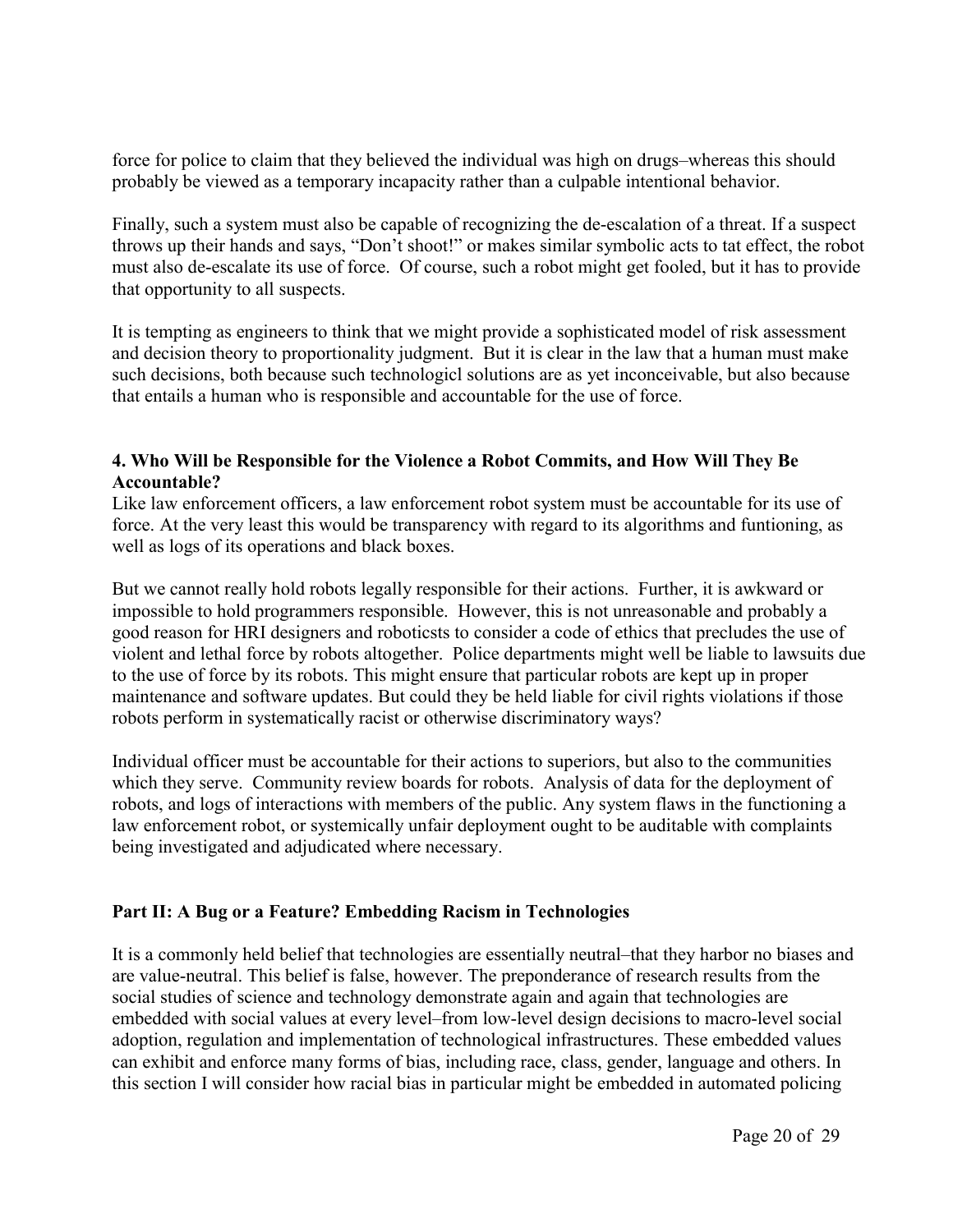force for police to claim that they believed the individual was high on drugs–whereas this should probably be viewed as a temporary incapacity rather than a culpable intentional behavior.

Finally, such a system must also be capable of recognizing the de-escalation of a threat. If a suspect throws up their hands and says, "Don't shoot!" or makes similar symbolic acts to tat effect, the robot must also de-escalate its use of force. Of course, such a robot might get fooled, but it has to provide that opportunity to all suspects.

It is tempting as engineers to think that we might provide a sophisticated model of risk assessment and decision theory to proportionality judgment. But it is clear in the law that a human must make such decisions, both because such technologicl solutions are as yet inconceivable, but also because that entails a human who is responsible and accountable for the use of force.

### 4. Who Will be Responsible for the Violence a Robot Commits, and How Will They Be Accountable?

Like law enforcement officers, a law enforcement robot system must be accountable for its use of force. At the very least this would be transparency with regard to its algorithms and funtioning, as well as logs of its operations and black boxes.

But we cannot really hold robots legally responsible for their actions. Further, it is awkward or impossible to hold programmers responsible. However, this is not unreasonable and probably a good reason for HRI designers and roboticsts to consider a code of ethics that precludes the use of violent and lethal force by robots altogether. Police departments might well be liable to lawsuits due to the use of force by its robots. This might ensure that particular robots are kept up in proper maintenance and software updates. But could they be held liable for civil rights violations if those robots perform in systematically racist or otherwise discriminatory ways?

Individual officer must be accountable for their actions to superiors, but also to the communities which they serve. Community review boards for robots. Analysis of data for the deployment of robots, and logs of interactions with members of the public. Any system flaws in the functioning a law enforcement robot, or systemically unfair deployment ought to be auditable with complaints being investigated and adjudicated where necessary.

## Part II: A Bug or a Feature? Embedding Racism in Technologies

It is a commonly held belief that technologies are essentially neutral–that they harbor no biases and are value-neutral. This belief is false, however. The preponderance of research results from the social studies of science and technology demonstrate again and again that technologies are embedded with social values at every level–from low-level design decisions to macro-level social adoption, regulation and implementation of technological infrastructures. These embedded values can exhibit and enforce many forms of bias, including race, class, gender, language and others. In this section I will consider how racial bias in particular might be embedded in automated policing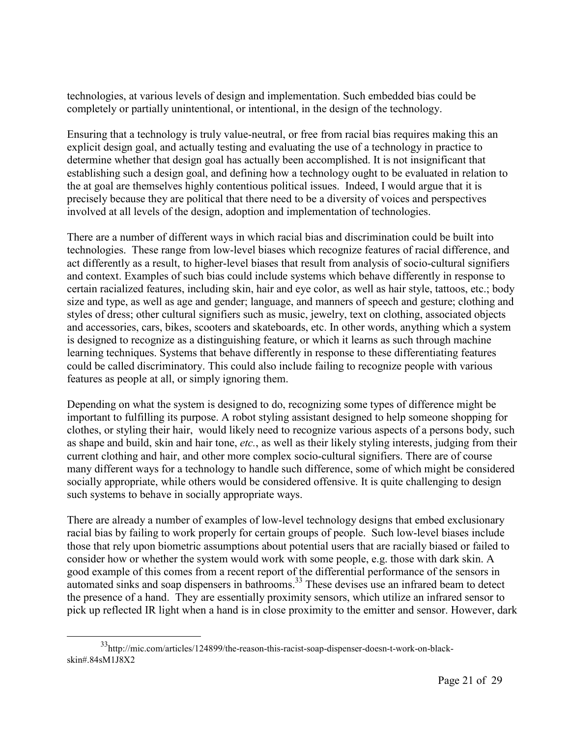technologies, at various levels of design and implementation. Such embedded bias could be completely or partially unintentional, or intentional, in the design of the technology.

Ensuring that a technology is truly value-neutral, or free from racial bias requires making this an explicit design goal, and actually testing and evaluating the use of a technology in practice to determine whether that design goal has actually been accomplished. It is not insignificant that establishing such a design goal, and defining how a technology ought to be evaluated in relation to the at goal are themselves highly contentious political issues. Indeed, I would argue that it is precisely because they are political that there need to be a diversity of voices and perspectives involved at all levels of the design, adoption and implementation of technologies.

There are a number of different ways in which racial bias and discrimination could be built into technologies. These range from low-level biases which recognize features of racial difference, and act differently as a result, to higher-level biases that result from analysis of socio-cultural signifiers and context. Examples of such bias could include systems which behave differently in response to certain racialized features, including skin, hair and eye color, as well as hair style, tattoos, etc.; body size and type, as well as age and gender; language, and manners of speech and gesture; clothing and styles of dress; other cultural signifiers such as music, jewelry, text on clothing, associated objects and accessories, cars, bikes, scooters and skateboards, etc. In other words, anything which a system is designed to recognize as a distinguishing feature, or which it learns as such through machine learning techniques. Systems that behave differently in response to these differentiating features could be called discriminatory. This could also include failing to recognize people with various features as people at all, or simply ignoring them.

Depending on what the system is designed to do, recognizing some types of difference might be important to fulfilling its purpose. A robot styling assistant designed to help someone shopping for clothes, or styling their hair, would likely need to recognize various aspects of a persons body, such as shape and build, skin and hair tone, *etc.*, as well as their likely styling interests, judging from their current clothing and hair, and other more complex socio-cultural signifiers. There are of course many different ways for a technology to handle such difference, some of which might be considered socially appropriate, while others would be considered offensive. It is quite challenging to design such systems to behave in socially appropriate ways.

There are already a number of examples of low-level technology designs that embed exclusionary racial bias by failing to work properly for certain groups of people. Such low-level biases include those that rely upon biometric assumptions about potential users that are racially biased or failed to consider how or whether the system would work with some people, e.g. those with dark skin. A good example of this comes from a recent report of the differential performance of the sensors in automated sinks and soap dispensers in bathrooms.[33] These devises use an infrared beam to detect the presence of a hand. They are essentially proximity sensors, which utilize an infrared sensor to pick up reflected IR light when a hand is in close proximity to the emitter and sensor. However, dark

[33] http://mic.com/articles/124899/the-reason-this-racist-soap-dispenser-doesn-t-work-on-black-skin#.84sM1J8X2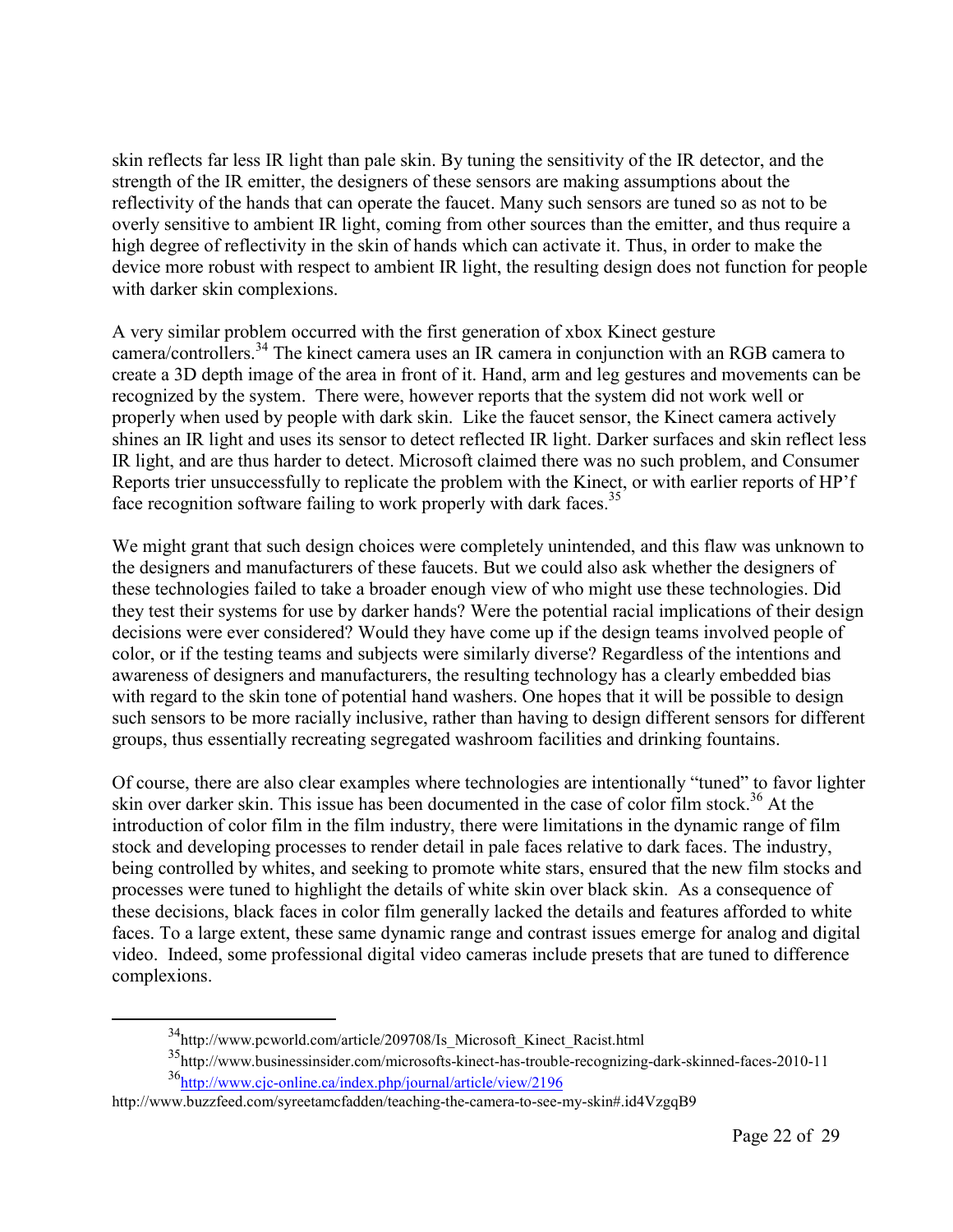skin reflects far less IR light than pale skin. By tuning the sensitivity of the IR detector, and the strength of the IR emitter, the designers of these sensors are making assumptions about the reflectivity of the hands that can operate the faucet. Many such sensors are tuned so as not to be overly sensitive to ambient IR light, coming from other sources than the emitter, and thus require a high degree of reflectivity in the skin of hands which can activate it. Thus, in order to make the device more robust with respect to ambient IR light, the resulting design does not function for people with darker skin complexions.

A very similar problem occurred with the first generation of xbox Kinect gesture camera/controllers.[34] The kinect camera uses an IR camera in conjunction with an RGB camera to create a 3D depth image of the area in front of it. Hand, arm and leg gestures and movements can be recognized by the system. There were, however reports that the system did not work well or properly when used by people with dark skin. Like the faucet sensor, the Kinect camera actively shines an IR light and uses its sensor to detect reflected IR light. Darker surfaces and skin reflect less IR light, and are thus harder to detect. Microsoft claimed there was no such problem, and Consumer Reports trier unsuccessfully to replicate the problem with the Kinect, or with earlier reports of HP'f face recognition software failing to work properly with dark faces.[35]

We might grant that such design choices were completely unintended, and this flaw was unknown to the designers and manufacturers of these faucets. But we could also ask whether the designers of these technologies failed to take a broader enough view of who might use these technologies. Did they test their systems for use by darker hands? Were the potential racial implications of their design decisions were ever considered? Would they have come up if the design teams involved people of color, or if the testing teams and subjects were similarly diverse? Regardless of the intentions and awareness of designers and manufacturers, the resulting technology has a clearly embedded bias with regard to the skin tone of potential hand washers. One hopes that it will be possible to design such sensors to be more racially inclusive, rather than having to design different sensors for different groups, thus essentially recreating segregated washroom facilities and drinking fountains.

Of course, there are also clear examples where technologies are intentionally "tuned" to favor lighter skin over darker skin. This issue has been documented in the case of color film stock.[36] At the introduction of color film in the film industry, there were limitations in the dynamic range of film stock and developing processes to render detail in pale faces relative to dark faces. The industry, being controlled by whites, and seeking to promote white stars, ensured that the new film stocks and processes were tuned to highlight the details of white skin over black skin. As a consequence of these decisions, black faces in color film generally lacked the details and features afforded to white faces. To a large extent, these same dynamic range and contrast issues emerge for analog and digital video. Indeed, some professional digital video cameras include presets that are tuned to difference complexions.

---

[34] http://www.pcworld.com/article/209708/Is_Microsoft_Kinect_Racist.html

[35] http://www.businessinsider.com/microsofts-kinect-has-trouble-recognizing-dark-skinned-faces-2010-11

[36] http://www.cjc-online.ca/index.php/journal/article/view/2196
http://www.buzzfeed.com/syreetamcfadden/teaching-the-camera-to-see-my-skin#.id4VzgqB9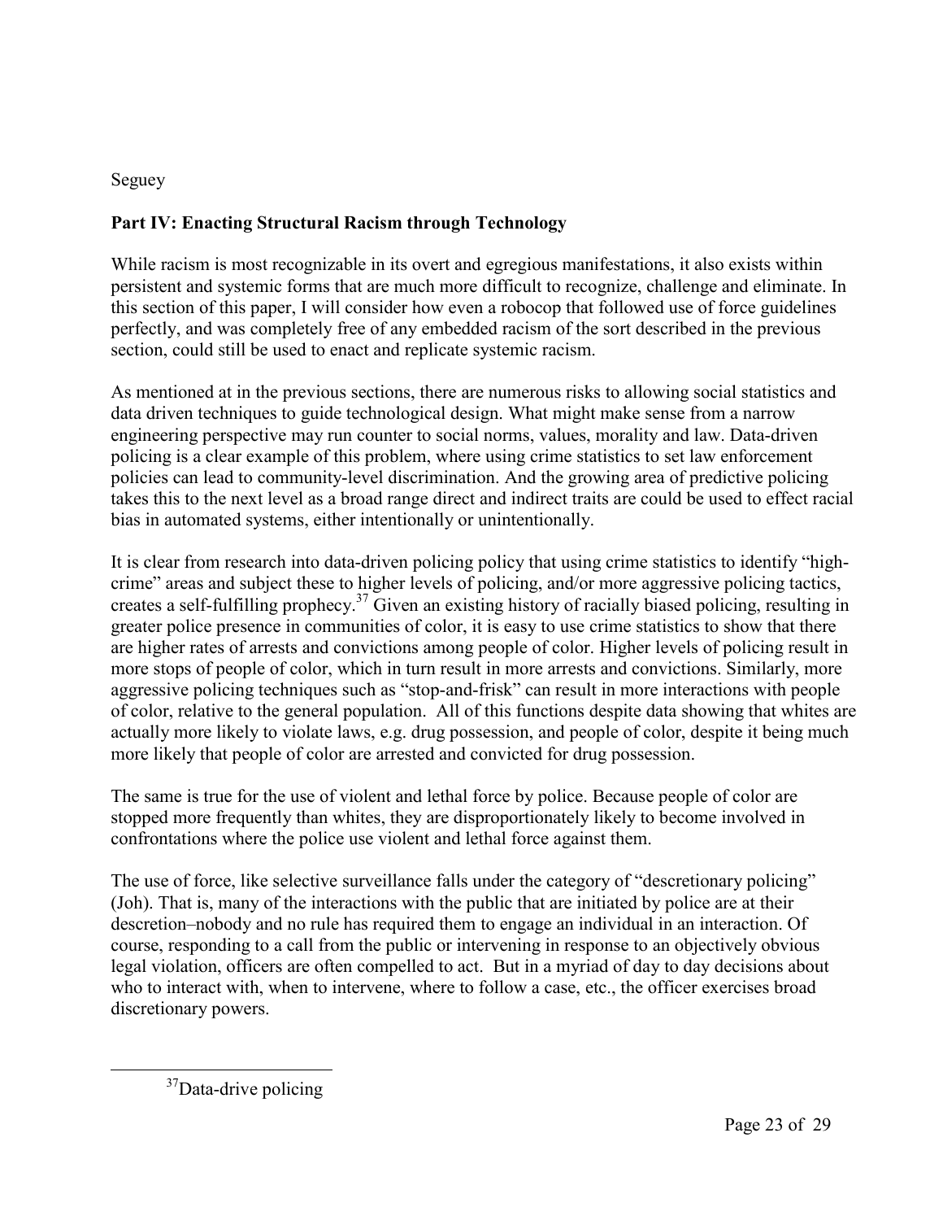## Part IV: Enacting Structural Racism through Technology

While racism is most recognizable in its overt and egregious manifestations, it also exists within persistent and systemic forms that are much more difficult to recognize, challenge and eliminate. In this section of this paper, I will consider how even a robocop that followed use of force guidelines perfectly, and was completely free of any embedded racism of the sort described in the previous section, could still be used to enact and replicate systemic racism.

As mentioned at in the previous sections, there are numerous risks to allowing social statistics and data driven techniques to guide technological design. What might make sense from a narrow engineering perspective may run counter to social norms, values, morality and law. Data-driven policing is a clear example of this problem, where using crime statistics to set law enforcement policies can lead to community-level discrimination. And the growing area of predictive policing takes this to the next level as a broad range direct and indirect traits are could be used to effect racial bias in automated systems, either intentionally or unintentionally.

It is clear from research into data-driven policing policy that using crime statistics to identify "high-crime" areas and subject these to higher levels of policing, and/or more aggressive policing tactics, creates a self-fulfilling prophecy.[37] Given an existing history of racially biased policing, resulting in greater police presence in communities of color, it is easy to use crime statistics to show that there are higher rates of arrests and convictions among people of color. Higher levels of policing result in more stops of people of color, which in turn result in more arrests and convictions. Similarly, more aggressive policing techniques such as "stop-and-frisk" can result in more interactions with people of color, relative to the general population. All of this functions despite data showing that whites are actually more likely to violate laws, e.g. drug possession, and people of color, despite it being much more likely that people of color are arrested and convicted for drug possession.

The same is true for the use of violent and lethal force by police. Because people of color are stopped more frequently than whites, they are disproportionately likely to become involved in confrontations where the police use violent and lethal force against them.

The use of force, like selective surveillance falls under the category of "descretionary policing" (Joh). That is, many of the interactions with the public that are initiated by police are at their descretion–nobody and no rule has required them to engage an individual in an interaction. Of course, responding to a call from the public or intervening in response to an objectively obvious legal violation, officers are often compelled to act. But in a myriad of day to day decisions about who to interact with, when to intervene, where to follow a case, etc., the officer exercises broad discretionary powers.

---

[37] Data-drive policing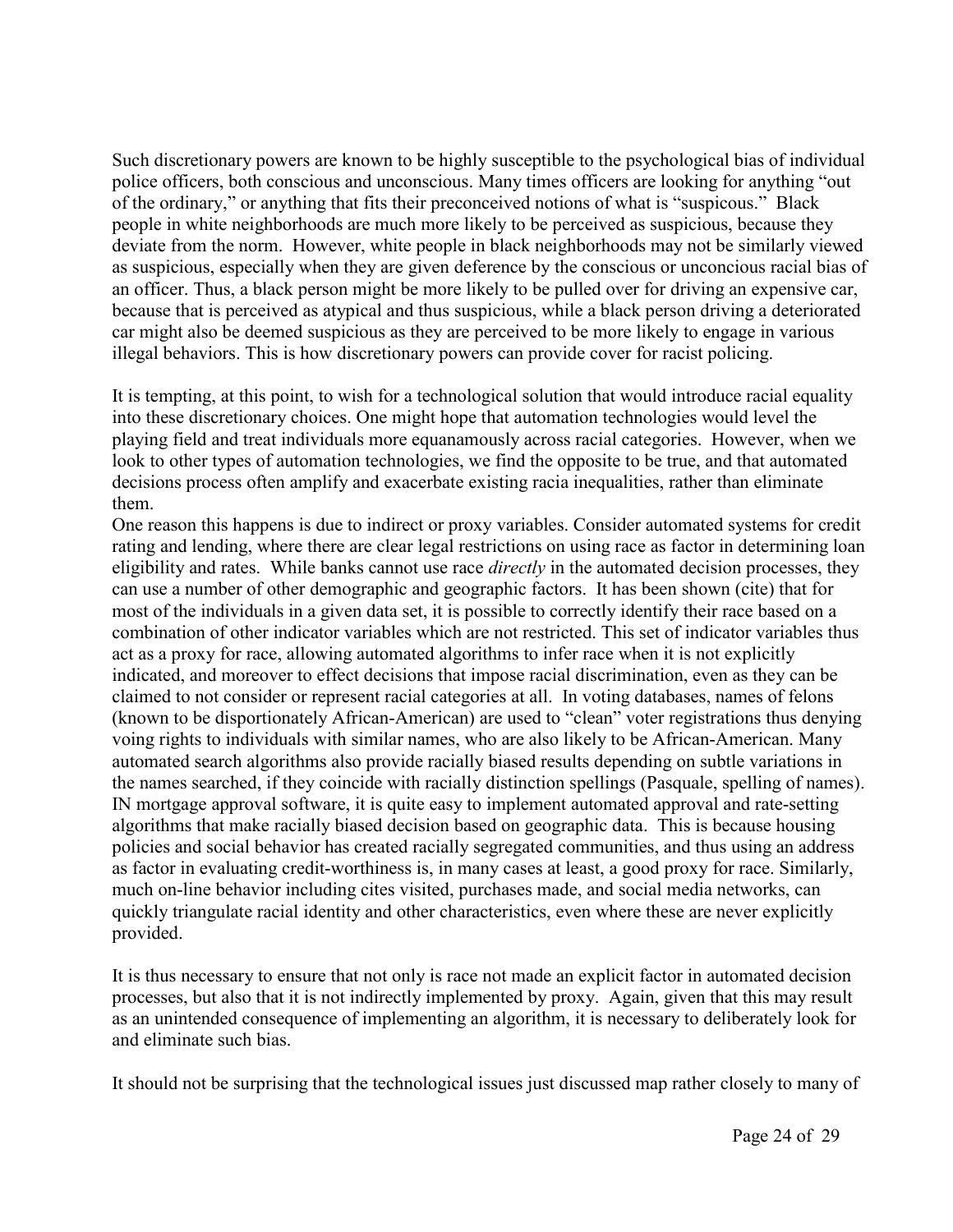Such discretionary powers are known to be highly susceptible to the psychological bias of individual police officers, both conscious and unconscious. Many times officers are looking for anything "out of the ordinary," or anything that fits their preconceived notions of what is "suspicous." Black people in white neighborhoods are much more likely to be perceived as suspicious, because they deviate from the norm. However, white people in black neighborhoods may not be similarly viewed as suspicious, especially when they are given deference by the conscious or unconcious racial bias of an officer. Thus, a black person might be more likely to be pulled over for driving an expensive car, because that is perceived as atypical and thus suspicious, while a black person driving a deteriorated car might also be deemed suspicious as they are perceived to be more likely to engage in various illegal behaviors. This is how discretionary powers can provide cover for racist policing.

It is tempting, at this point, to wish for a technological solution that would introduce racial equality into these discretionary choices. One might hope that automation technologies would level the playing field and treat individuals more equanamously across racial categories. However, when we look to other types of automation technologies, we find the opposite to be true, and that automated decisions process often amplify and exacerbate existing racia inequalities, rather than eliminate them.

One reason this happens is due to indirect or proxy variables. Consider automated systems for credit rating and lending, where there are clear legal restrictions on using race as factor in determining loan eligibility and rates. While banks cannot use race *directly* in the automated decision processes, they can use a number of other demographic and geographic factors. It has been shown (cite) that for most of the individuals in a given data set, it is possible to correctly identify their race based on a combination of other indicator variables which are not restricted. This set of indicator variables thus act as a proxy for race, allowing automated algorithms to infer race when it is not explicitly indicated, and moreover to effect decisions that impose racial discrimination, even as they can be claimed to not consider or represent racial categories at all. In voting databases, names of felons (known to be disportionately African-American) are used to "clean" voter registrations thus denying voing rights to individuals with similar names, who are also likely to be African-American. Many automated search algorithms also provide racially biased results depending on subtle variations in the names searched, if they coincide with racially distinction spellings (Pasquale, spelling of names). IN mortgage approval software, it is quite easy to implement automated approval and rate-setting algorithms that make racially biased decision based on geographic data. This is because housing policies and social behavior has created racially segregated communities, and thus using an address as factor in evaluating credit-worthiness is, in many cases at least, a good proxy for race. Similarly, much on-line behavior including cites visited, purchases made, and social media networks, can quickly triangulate racial identity and other characteristics, even where these are never explicitly provided.

It is thus necessary to ensure that not only is race not made an explicit factor in automated decision processes, but also that it is not indirectly implemented by proxy. Again, given that this may result as an unintended consequence of implementing an algorithm, it is necessary to deliberately look for and eliminate such bias.

It should not be surprising that the technological issues just discussed map rather closely to many of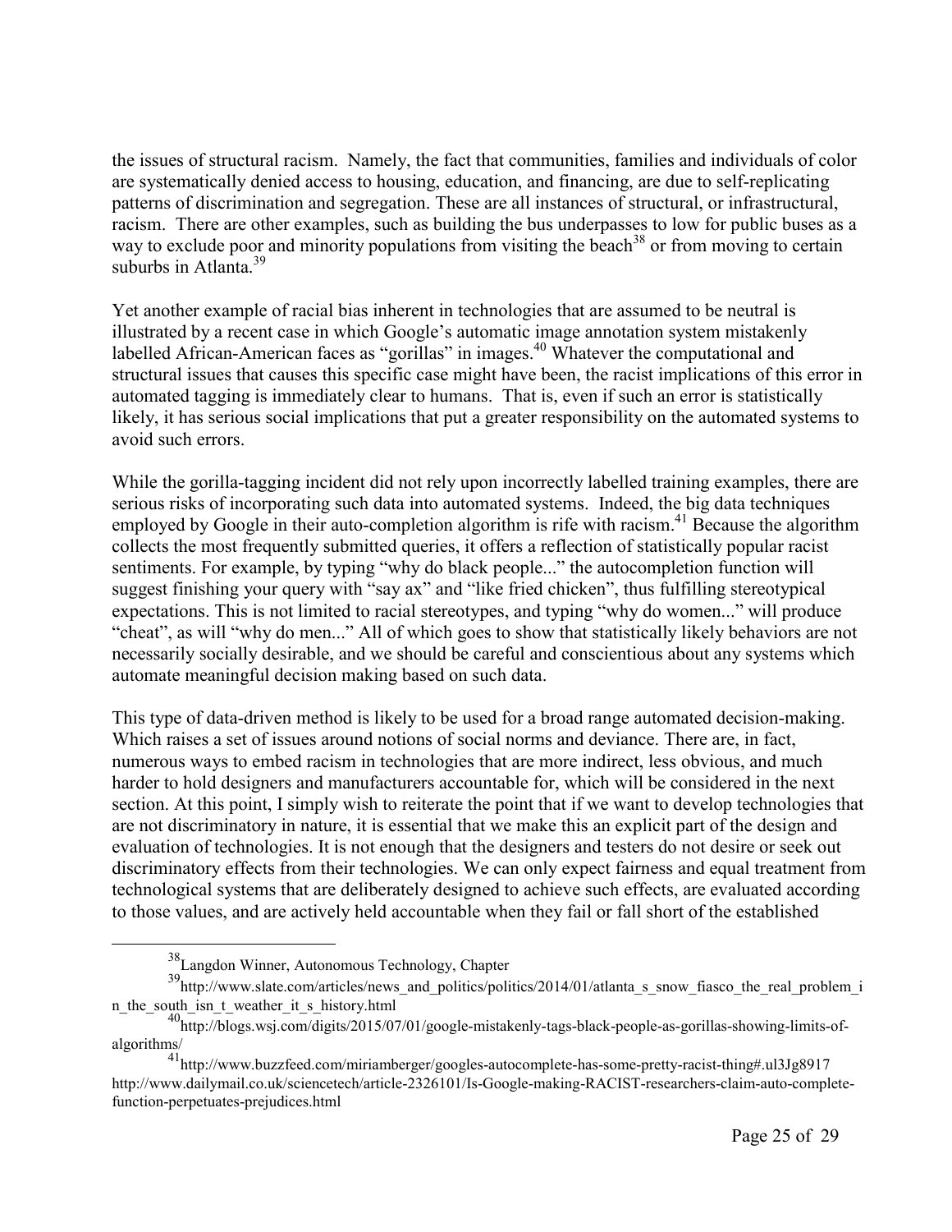the issues of structural racism. Namely, the fact that communities, families and individuals of color are systematically denied access to housing, education, and financing, are due to self-replicating patterns of discrimination and segregation. These are all instances of structural, or infrastructural, racism. There are other examples, such as building the bus underpasses to low for public buses as a way to exclude poor and minority populations from visiting the beach[38] or from moving to certain suburbs in Atlanta.[39]

Yet another example of racial bias inherent in technologies that are assumed to be neutral is illustrated by a recent case in which Google's automatic image annotation system mistakenly labelled African-American faces as "gorillas" in images.[40] Whatever the computational and structural issues that causes this specific case might have been, the racist implications of this error in automated tagging is immediately clear to humans. That is, even if such an error is statistically likely, it has serious social implications that put a greater responsibility on the automated systems to avoid such errors.

While the gorilla-tagging incident did not rely upon incorrectly labelled training examples, there are serious risks of incorporating such data into automated systems. Indeed, the big data techniques employed by Google in their auto-completion algorithm is rife with racism.[41] Because the algorithm collects the most frequently submitted queries, it offers a reflection of statistically popular racist sentiments. For example, by typing "why do black people..." the autocompletion function will suggest finishing your query with "say ax" and "like fried chicken", thus fulfilling stereotypical expectations. This is not limited to racial stereotypes, and typing "why do women..." will produce "cheat", as will "why do men..." All of which goes to show that statistically likely behaviors are not necessarily socially desirable, and we should be careful and conscientious about any systems which automate meaningful decision making based on such data.

This type of data-driven method is likely to be used for a broad range automated decision-making. Which raises a set of issues around notions of social norms and deviance. There are, in fact, numerous ways to embed racism in technologies that are more indirect, less obvious, and much harder to hold designers and manufacturers accountable for, which will be considered in the next section. At this point, I simply wish to reiterate the point that if we want to develop technologies that are not discriminatory in nature, it is essential that we make this an explicit part of the design and evaluation of technologies. It is not enough that the designers and testers do not desire or seek out discriminatory effects from their technologies. We can only expect fairness and equal treatment from technological systems that are deliberately designed to achieve such effects, are evaluated according to those values, and are actively held accountable when they fail or fall short of the established

---

[38] Langdon Winner, Autonomous Technology, Chapter

[39] http://www.slate.com/articles/news_and_politics/politics/2014/01/atlanta_s_snow_fiasco_the_real_problem_in_the_south_isn_t_weather_it_s_history.html

[40] http://blogs.wsj.com/digits/2015/07/01/google-mistakenly-tags-black-people-as-gorillas-showing-limits-of-algorithms/

[41] http://www.buzzfeed.com/miriamberger/googles-autocomplete-has-some-pretty-racist-thing#.ul3Jg8917 http://www.dailymail.co.uk/sciencetech/article-2326101/Is-Google-making-RACIST-researchers-claim-auto-complete-function-perpetuates-prejudices.html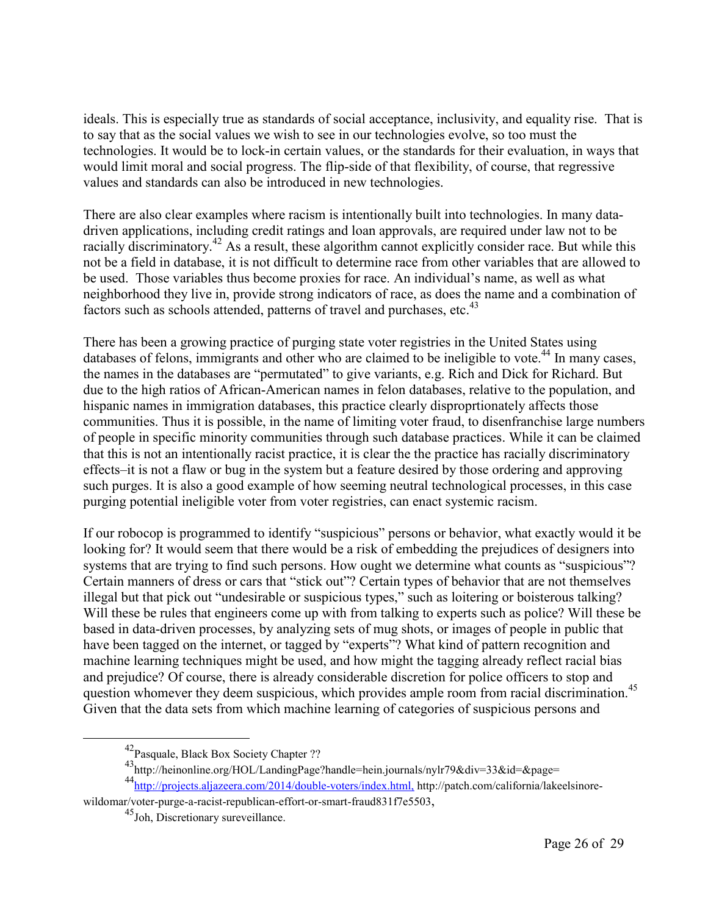ideals. This is especially true as standards of social acceptance, inclusivity, and equality rise. That is to say that as the social values we wish to see in our technologies evolve, so too must the technologies. It would be to lock-in certain values, or the standards for their evaluation, in ways that would limit moral and social progress. The flip-side of that flexibility, of course, that regressive values and standards can also be introduced in new technologies.

There are also clear examples where racism is intentionally built into technologies. In many data-driven applications, including credit ratings and loan approvals, are required under law not to be racially discriminatory.[42] As a result, these algorithm cannot explicitly consider race. But while this not be a field in database, it is not difficult to determine race from other variables that are allowed to be used. Those variables thus become proxies for race. An individual's name, as well as what neighborhood they live in, provide strong indicators of race, as does the name and a combination of factors such as schools attended, patterns of travel and purchases, etc.[43]

There has been a growing practice of purging state voter registries in the United States using databases of felons, immigrants and other who are claimed to be ineligible to vote.[44] In many cases, the names in the databases are "permutated" to give variants, e.g. Rich and Dick for Richard. But due to the high ratios of African-American names in felon databases, relative to the population, and hispanic names in immigration databases, this practice clearly disproprtionately affects those communities. Thus it is possible, in the name of limiting voter fraud, to disenfranchise large numbers of people in specific minority communities through such database practices. While it can be claimed that this is not an intentionally racist practice, it is clear the the practice has racially discriminatory effects–it is not a flaw or bug in the system but a feature desired by those ordering and approving such purges. It is also a good example of how seeming neutral technological processes, in this case purging potential ineligible voter from voter registries, can enact systemic racism.

If our robocop is programmed to identify "suspicious" persons or behavior, what exactly would it be looking for? It would seem that there would be a risk of embedding the prejudices of designers into systems that are trying to find such persons. How ought we determine what counts as "suspicious"? Certain manners of dress or cars that "stick out"? Certain types of behavior that are not themselves illegal but that pick out "undesirable or suspicious types," such as loitering or boisterous talking? Will these be rules that engineers come up with from talking to experts such as police? Will these be based in data-driven processes, by analyzing sets of mug shots, or images of people in public that have been tagged on the internet, or tagged by "experts"? What kind of pattern recognition and machine learning techniques might be used, and how might the tagging already reflect racial bias and prejudice? Of course, there is already considerable discretion for police officers to stop and question whomever they deem suspicious, which provides ample room from racial discrimination.[45] Given that the data sets from which machine learning of categories of suspicious persons and

---

[42] Pasquale, Black Box Society Chapter ??

[43] http://heinonline.org/HOL/LandingPage?handle=hein.journals/nylr79&div=33&id=&page=

[44] http://projects.aljazeera.com/2014/double-voters/index.html, http://patch.com/california/lakeelsinore-wildomar/voter-purge-a-racist-republican-effort-or-smart-fraud831f7e5503,

[45] Joh, Discretionary sureveillance.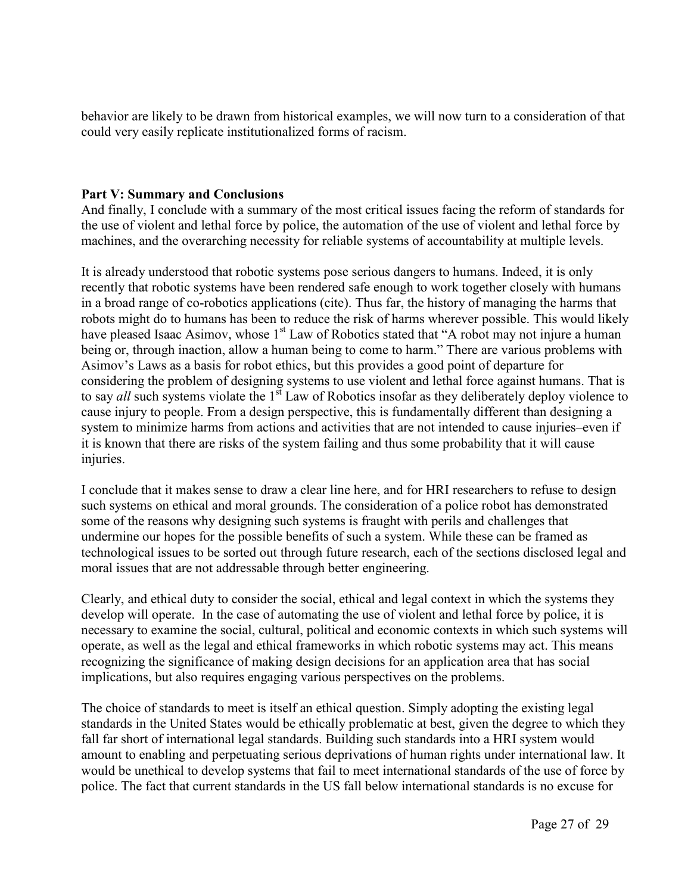behavior are likely to be drawn from historical examples, we will now turn to a consideration of that could very easily replicate institutionalized forms of racism.

**Part V: Summary and Conclusions**

And finally, I conclude with a summary of the most critical issues facing the reform of standards for the use of violent and lethal force by police, the automation of the use of violent and lethal force by machines, and the overarching necessity for reliable systems of accountability at multiple levels.

It is already understood that robotic systems pose serious dangers to humans. Indeed, it is only recently that robotic systems have been rendered safe enough to work together closely with humans in a broad range of co-robotics applications (cite). Thus far, the history of managing the harms that robots might do to humans has been to reduce the risk of harms wherever possible. This would likely have pleased Isaac Asimov, whose 1st Law of Robotics stated that "A robot may not injure a human being or, through inaction, allow a human being to come to harm." There are various problems with Asimov's Laws as a basis for robot ethics, but this provides a good point of departure for considering the problem of designing systems to use violent and lethal force against humans. That is to say *all* such systems violate the 1st Law of Robotics insofar as they deliberately deploy violence to cause injury to people. From a design perspective, this is fundamentally different than designing a system to minimize harms from actions and activities that are not intended to cause injuries–even if it is known that there are risks of the system failing and thus some probability that it will cause injuries.

I conclude that it makes sense to draw a clear line here, and for HRI researchers to refuse to design such systems on ethical and moral grounds. The consideration of a police robot has demonstrated some of the reasons why designing such systems is fraught with perils and challenges that undermine our hopes for the possible benefits of such a system. While these can be framed as technological issues to be sorted out through future research, each of the sections disclosed legal and moral issues that are not addressable through better engineering.

Clearly, and ethical duty to consider the social, ethical and legal context in which the systems they develop will operate. In the case of automating the use of violent and lethal force by police, it is necessary to examine the social, cultural, political and economic contexts in which such systems will operate, as well as the legal and ethical frameworks in which robotic systems may act. This means recognizing the significance of making design decisions for an application area that has social implications, but also requires engaging various perspectives on the problems.

The choice of standards to meet is itself an ethical question. Simply adopting the existing legal standards in the United States would be ethically problematic at best, given the degree to which they fall far short of international legal standards. Building such standards into a HRI system would amount to enabling and perpetuating serious deprivations of human rights under international law. It would be unethical to develop systems that fail to meet international standards of the use of force by police. The fact that current standards in the US fall below international standards is no excuse for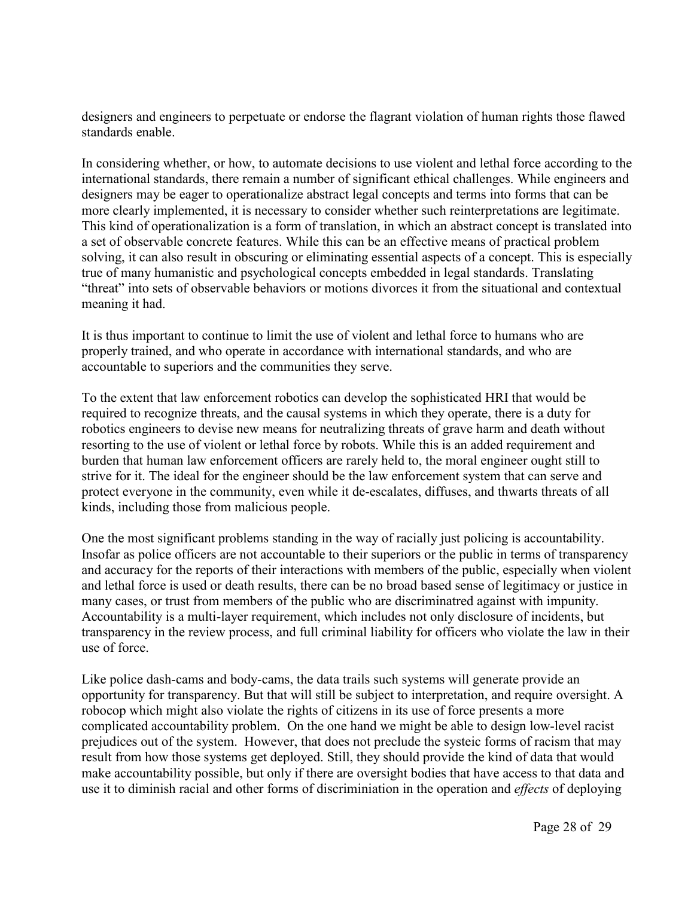designers and engineers to perpetuate or endorse the flagrant violation of human rights those flawed standards enable.

In considering whether, or how, to automate decisions to use violent and lethal force according to the international standards, there remain a number of significant ethical challenges. While engineers and designers may be eager to operationalize abstract legal concepts and terms into forms that can be more clearly implemented, it is necessary to consider whether such reinterpretations are legitimate. This kind of operationalization is a form of translation, in which an abstract concept is translated into a set of observable concrete features. While this can be an effective means of practical problem solving, it can also result in obscuring or eliminating essential aspects of a concept. This is especially true of many humanistic and psychological concepts embedded in legal standards. Translating "threat" into sets of observable behaviors or motions divorces it from the situational and contextual meaning it had.

It is thus important to continue to limit the use of violent and lethal force to humans who are properly trained, and who operate in accordance with international standards, and who are accountable to superiors and the communities they serve.

To the extent that law enforcement robotics can develop the sophisticated HRI that would be required to recognize threats, and the causal systems in which they operate, there is a duty for robotics engineers to devise new means for neutralizing threats of grave harm and death without resorting to the use of violent or lethal force by robots. While this is an added requirement and burden that human law enforcement officers are rarely held to, the moral engineer ought still to strive for it. The ideal for the engineer should be the law enforcement system that can serve and protect everyone in the community, even while it de-escalates, diffuses, and thwarts threats of all kinds, including those from malicious people.

One the most significant problems standing in the way of racially just policing is accountability. Insofar as police officers are not accountable to their superiors or the public in terms of transparency and accuracy for the reports of their interactions with members of the public, especially when violent and lethal force is used or death results, there can be no broad based sense of legitimacy or justice in many cases, or trust from members of the public who are discriminatred against with impunity. Accountability is a multi-layer requirement, which includes not only disclosure of incidents, but transparency in the review process, and full criminal liability for officers who violate the law in their use of force.

Like police dash-cams and body-cams, the data trails such systems will generate provide an opportunity for transparency. But that will still be subject to interpretation, and require oversight. A robocop which might also violate the rights of citizens in its use of force presents a more complicated accountability problem. On the one hand we might be able to design low-level racist prejudices out of the system. However, that does not preclude the systeic forms of racism that may result from how those systems get deployed. Still, they should provide the kind of data that would make accountability possible, but only if there are oversight bodies that have access to that data and use it to diminish racial and other forms of discriminiation in the operation and *effects* of deploying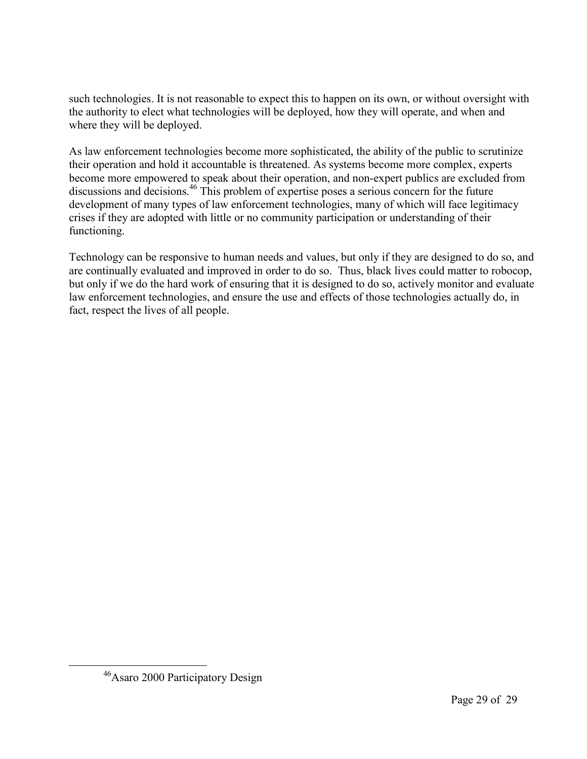such technologies. It is not reasonable to expect this to happen on its own, or without oversight with the authority to elect what technologies will be deployed, how they will operate, and when and where they will be deployed.

As law enforcement technologies become more sophisticated, the ability of the public to scrutinize their operation and hold it accountable is threatened. As systems become more complex, experts become more empowered to speak about their operation, and non-expert publics are excluded from discussions and decisions.[46] This problem of expertise poses a serious concern for the future development of many types of law enforcement technologies, many of which will face legitimacy crises if they are adopted with little or no community participation or understanding of their functioning.

Technology can be responsive to human needs and values, but only if they are designed to do so, and are continually evaluated and improved in order to do so. Thus, black lives could matter to robocop, but only if we do the hard work of ensuring that it is designed to do so, actively monitor and evaluate law enforcement technologies, and ensure the use and effects of those technologies actually do, in fact, respect the lives of all people.

---

[46] Asaro 2000 Participatory Design